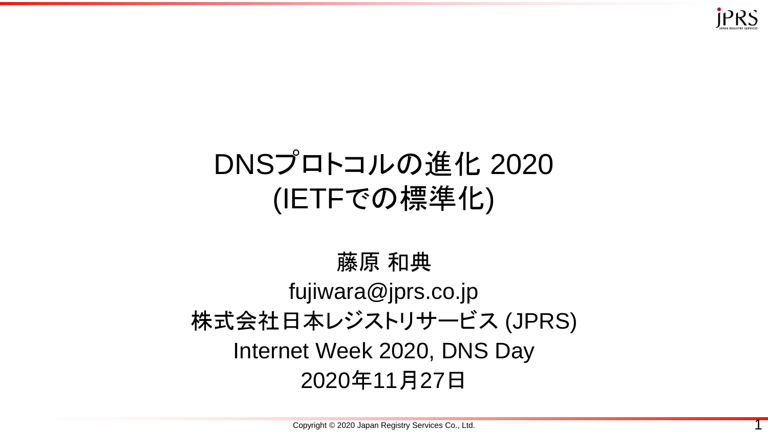# DNSプロトコルの進化 2020 (IETFでの標準化)

藤原 和典

fujiwara@jprs.co.jp

株式会社日本レジストリサービス (JPRS)

Internet Week 2020, DNS Day

2020年11月27日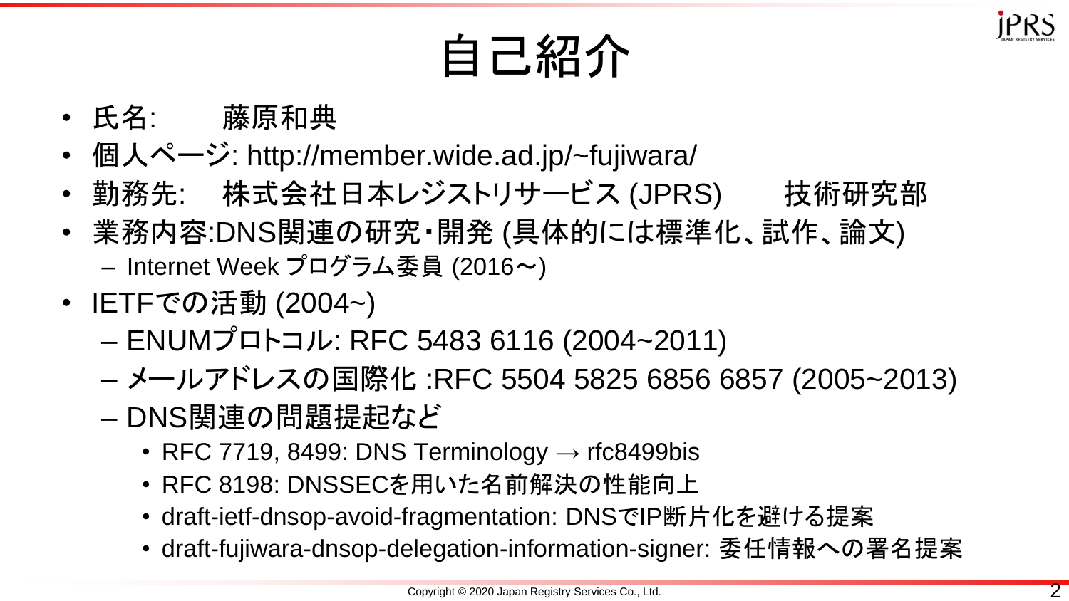# 自己紹介

- 氏名:　　藤原和典
- 個人ページ: http://member.wide.ad.jp/~fujiwara/
- 勤務先:　株式会社日本レジストリサービス (JPRS)　　技術研究部
- 業務内容:DNS関連の研究・開発 (具体的には標準化、試作、論文)
  - Internet Week プログラム委員 (2016〜)
- IETFでの活動 (2004~)
  - ENUMプロトコル: RFC 5483 6116 (2004~2011)
  - メールアドレスの国際化 :RFC 5504 5825 6856 6857 (2005~2013)
  - DNS関連の問題提起など
    - RFC 7719, 8499: DNS Terminology → rfc8499bis
    - RFC 8198: DNSSECを用いた名前解決の性能向上
    - draft-ietf-dnsop-avoid-fragmentation: DNSでIP断片化を避ける提案
    - draft-fujiwara-dnsop-delegation-information-signer: 委任情報への署名提案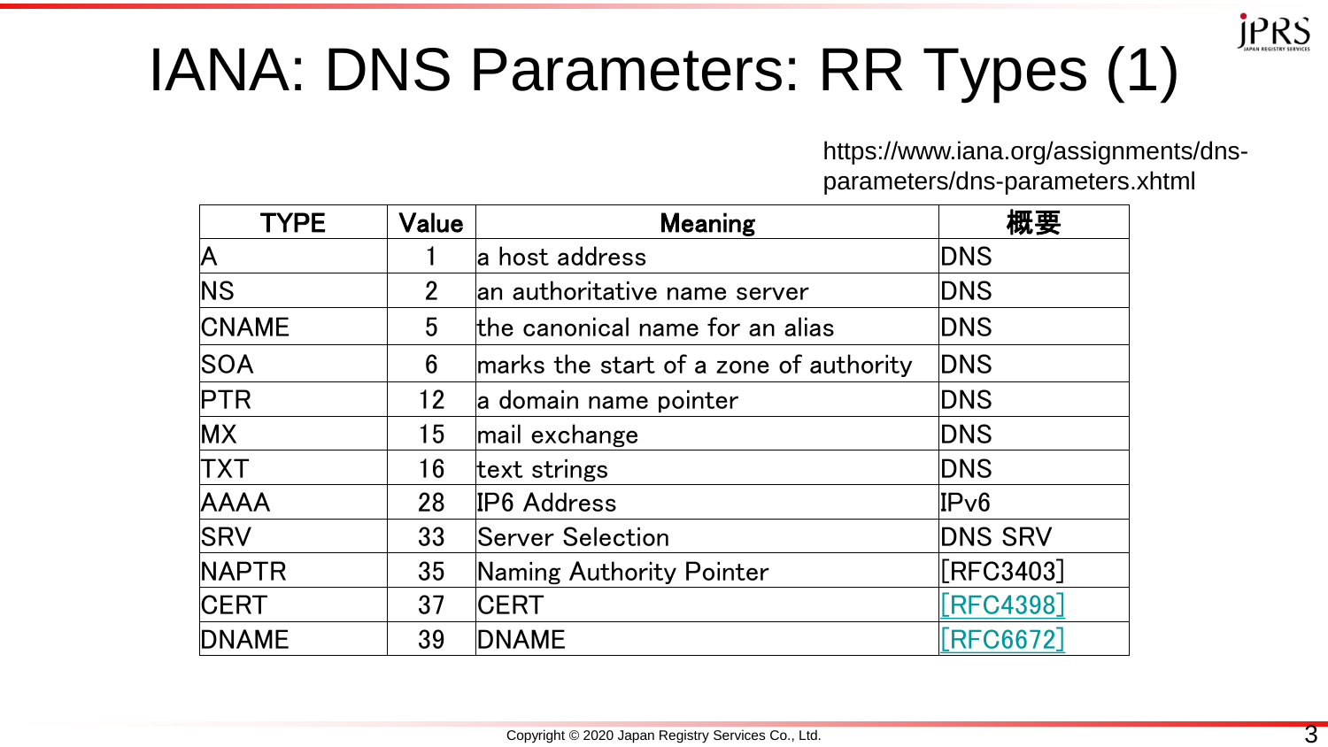# IANA: DNS Parameters: RR Types (1)

https://www.iana.org/assignments/dns-parameters/dns-parameters.xhtml

| TYPE | Value | Meaning | 概要 |
|---|---|---|---|
| A | 1 | a host address | DNS |
| NS | 2 | an authoritative name server | DNS |
| CNAME | 5 | the canonical name for an alias | DNS |
| SOA | 6 | marks the start of a zone of authority | DNS |
| PTR | 12 | a domain name pointer | DNS |
| MX | 15 | mail exchange | DNS |
| TXT | 16 | text strings | DNS |
| AAAA | 28 | IP6 Address | IPv6 |
| SRV | 33 | Server Selection | DNS SRV |
| NAPTR | 35 | Naming Authority Pointer | [RFC3403] |
| CERT | 37 | CERT | [RFC4398] |
| DNAME | 39 | DNAME | [RFC6672] |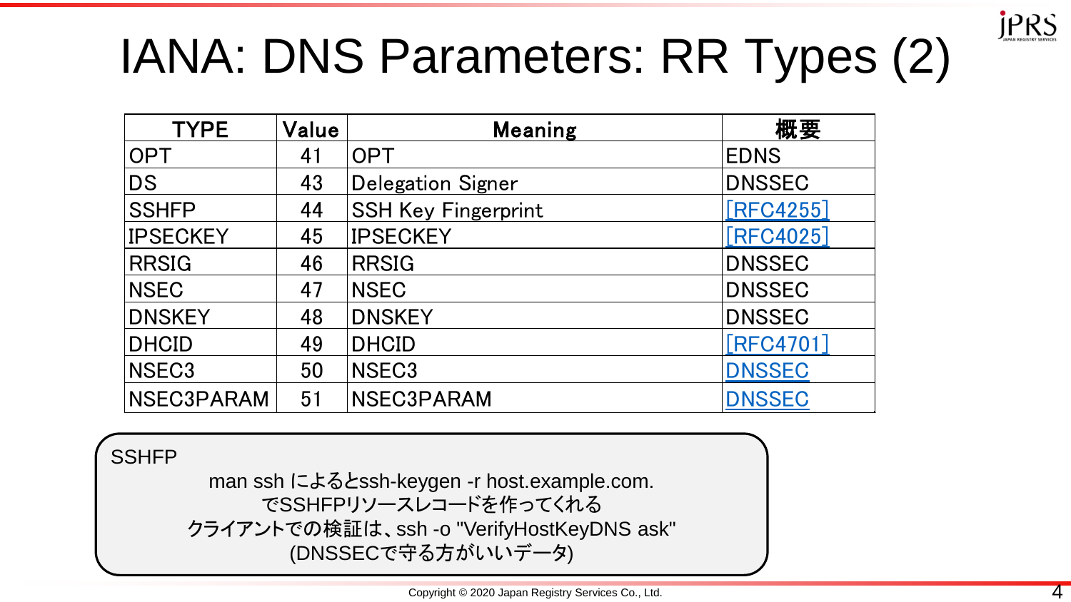# IANA: DNS Parameters: RR Types (2)

| TYPE | Value | Meaning | 概要 |
|---|---|---|---|
| OPT | 41 | OPT | EDNS |
| DS | 43 | Delegation Signer | DNSSEC |
| SSHFP | 44 | SSH Key Fingerprint | [RFC4255] |
| IPSECKEY | 45 | IPSECKEY | [RFC4025] |
| RRSIG | 46 | RRSIG | DNSSEC |
| NSEC | 47 | NSEC | DNSSEC |
| DNSKEY | 48 | DNSKEY | DNSSEC |
| DHCID | 49 | DHCID | [RFC4701] |
| NSEC3 | 50 | NSEC3 | DNSSEC |
| NSEC3PARAM | 51 | NSEC3PARAM | DNSSEC |

SSHFP

man ssh によるとssh-keygen -r host.example.com.
でSSHFPリソースレコードを作ってくれる
クライアントでの検証は、ssh -o "VerifyHostKeyDNS ask"
(DNSSECで守る方がいいデータ)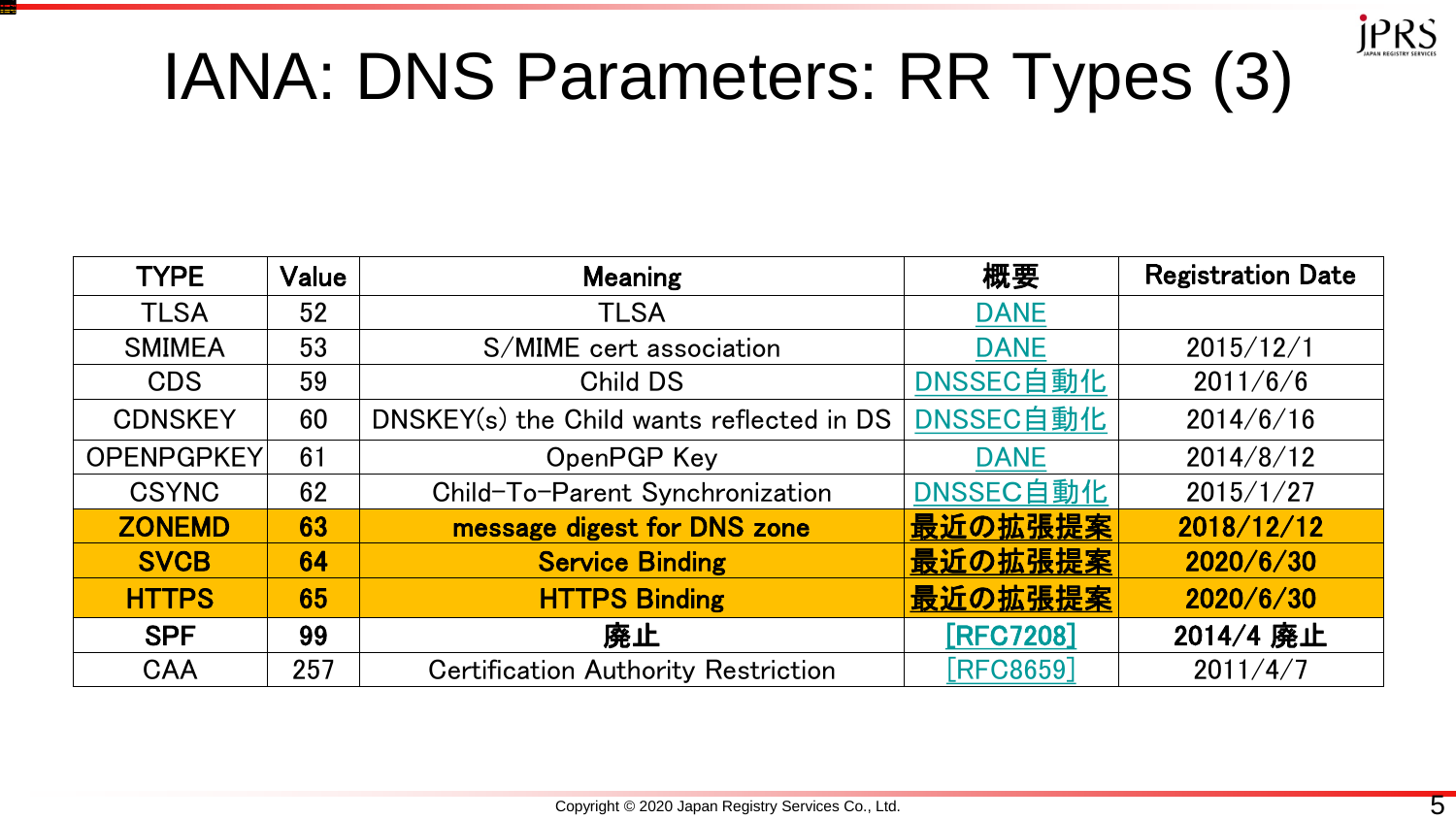# IANA: DNS Parameters: RR Types (3)

| TYPE | Value | Meaning | 概要 | Registration Date |
|---|---|---|---|---|
| TLSA | 52 | TLSA | DANE | |
| SMIMEA | 53 | S/MIME cert association | DANE | 2015/12/1 |
| CDS | 59 | Child DS | DNSSEC自動化 | 2011/6/6 |
| CDNSKEY | 60 | DNSKEY(s) the Child wants reflected in DS | DNSSEC自動化 | 2014/6/16 |
| OPENPGPKEY | 61 | OpenPGP Key | DANE | 2014/8/12 |
| CSYNC | 62 | Child-To-Parent Synchronization | DNSSEC自動化 | 2015/1/27 |
| **ZONEMD** | **63** | **message digest for DNS zone** | **最近の拡張提案** | **2018/12/12** |
| **SVCB** | **64** | **Service Binding** | **最近の拡張提案** | **2020/6/30** |
| **HTTPS** | **65** | **HTTPS Binding** | **最近の拡張提案** | **2020/6/30** |
| **SPF** | **99** | **廃止** | **[RFC7208]** | **2014/4 廃止** |
| CAA | 257 | Certification Authority Restriction | [RFC8659] | 2011/4/7 |

Copyright © 2020 Japan Registry Services Co., Ltd.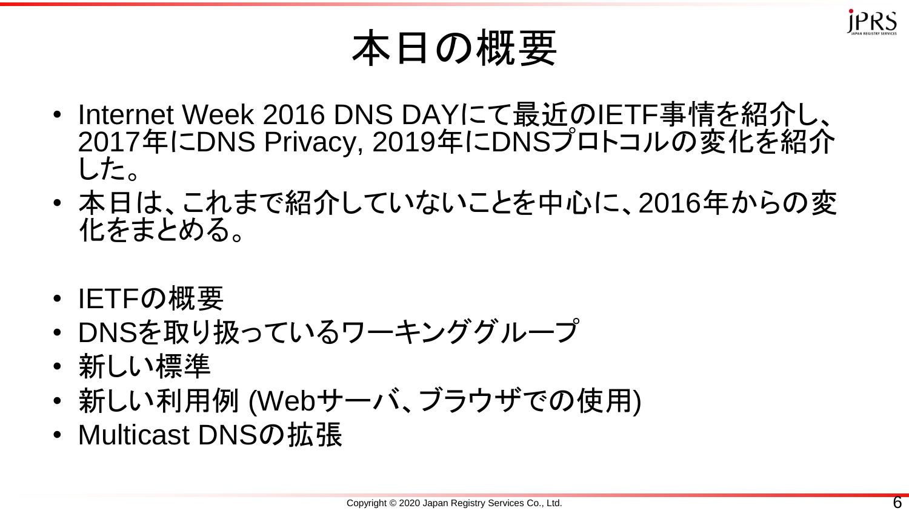# 本日の概要

- Internet Week 2016 DNS DAYにて最近のIETF事情を紹介し、2017年にDNS Privacy, 2019年にDNSプロトコルの変化を紹介した。
- 本日は、これまで紹介していないことを中心に、2016年からの変化をまとめる。

- IETFの概要
- DNSを取り扱っているワーキンググループ
- 新しい標準
- 新しい利用例 (Webサーバ、ブラウザでの使用)
- Multicast DNSの拡張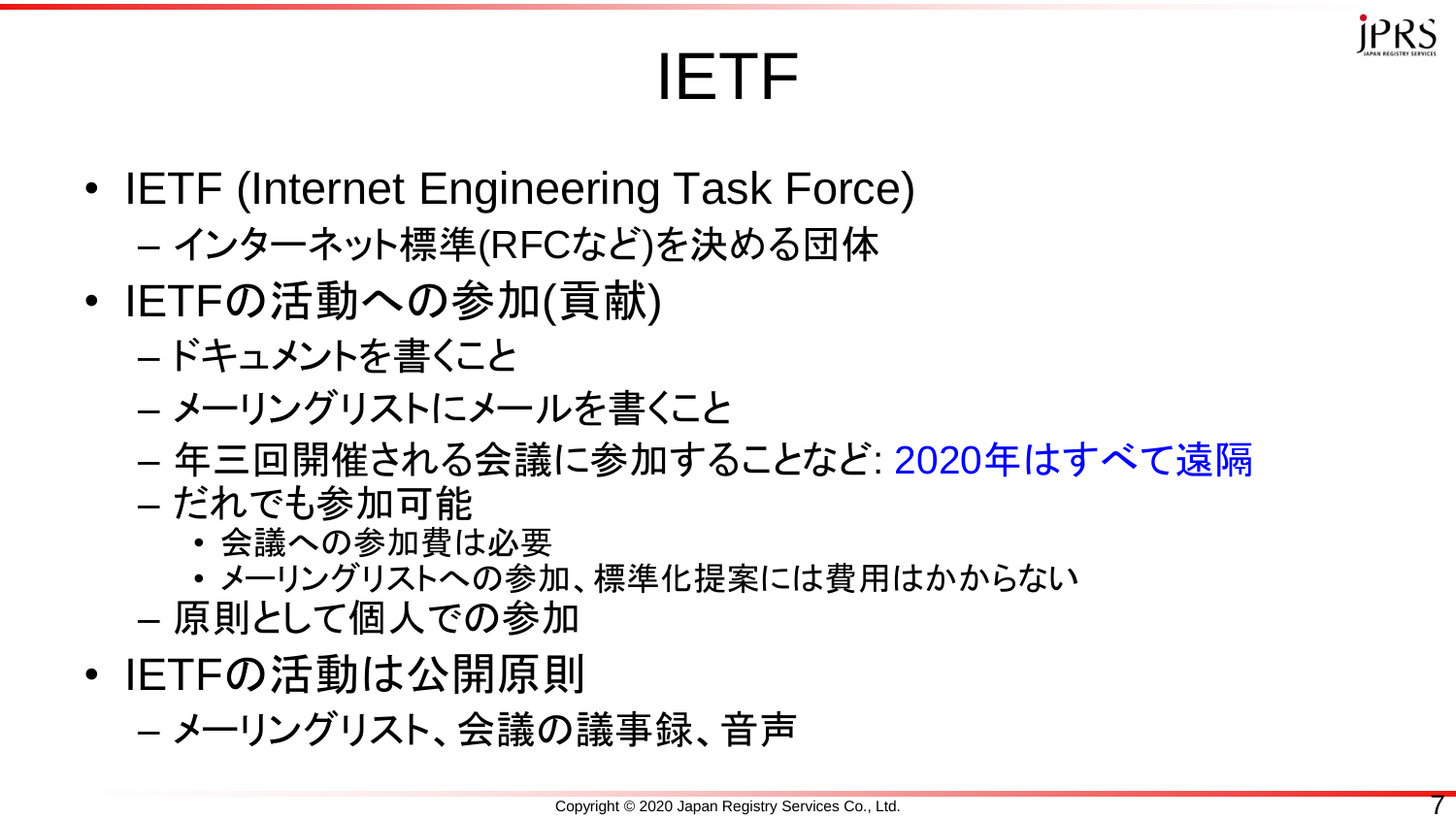# IETF

- IETF (Internet Engineering Task Force)
  - インターネット標準(RFCなど)を決める団体
- IETFの活動への参加(貢献)
  - ドキュメントを書くこと
  - メーリングリストにメールを書くこと
  - 年三回開催される会議に参加することなど: 2020年はすべて遠隔
  - だれでも参加可能
    - 会議への参加費は必要
    - メーリングリストへの参加、標準化提案には費用はかからない
  - 原則として個人での参加
- IETFの活動は公開原則
  - メーリングリスト、会議の議事録、音声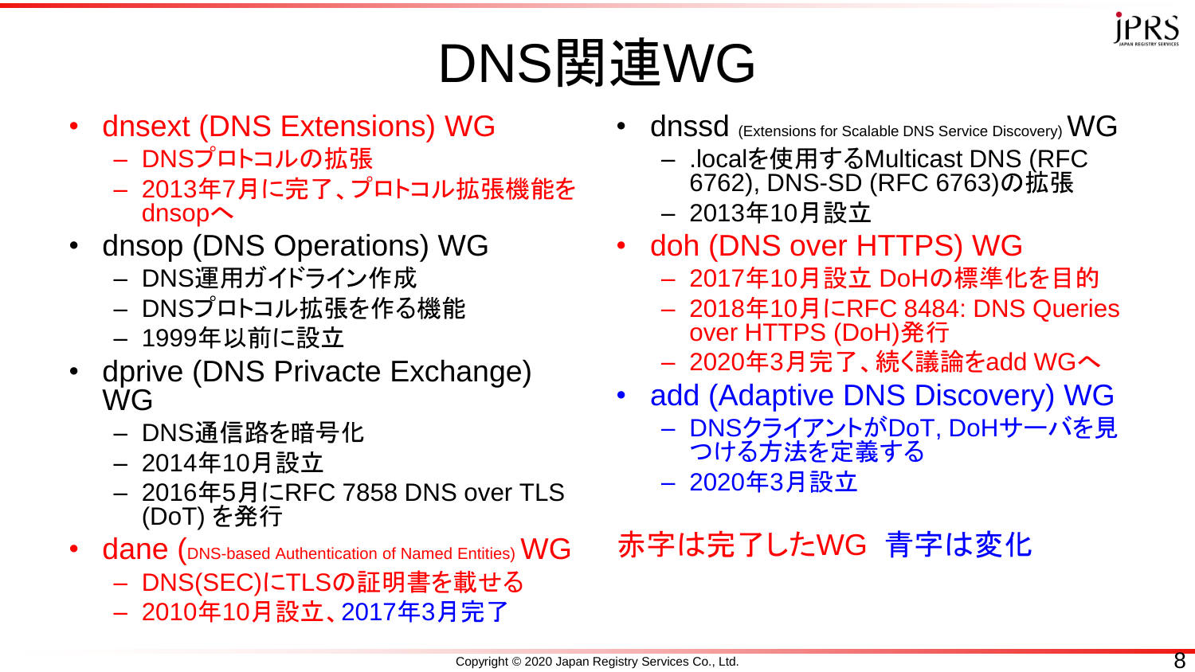# DNS関連WG

- dnsext (DNS Extensions) WG
  - DNSプロトコルの拡張
  - 2013年7月に完了、プロトコル拡張機能をdnsopへ
- dnsop (DNS Operations) WG
  - DNS運用ガイドライン作成
  - DNSプロトコル拡張を作る機能
  - 1999年以前に設立
- dprive (DNS Privacte Exchange) WG
  - DNS通信路を暗号化
  - 2014年10月設立
  - 2016年5月にRFC 7858 DNS over TLS (DoT) を発行
- dane (DNS-based Authentication of Named Entities) WG
  - DNS(SEC)にTLSの証明書を載せる
  - 2010年10月設立、2017年3月完了
- dnssd (Extensions for Scalable DNS Service Discovery) WG
  - .localを使用するMulticast DNS (RFC 6762), DNS-SD (RFC 6763)の拡張
  - 2013年10月設立
- doh (DNS over HTTPS) WG
  - 2017年10月設立 DoHの標準化を目的
  - 2018年10月にRFC 8484: DNS Queries over HTTPS (DoH)発行
  - 2020年3月完了、続く議論をadd WGへ
- add (Adaptive DNS Discovery) WG
  - DNSクライアントがDoT, DoHサーバを見つける方法を定義する
  - 2020年3月設立

赤字は完了したWG　青字は変化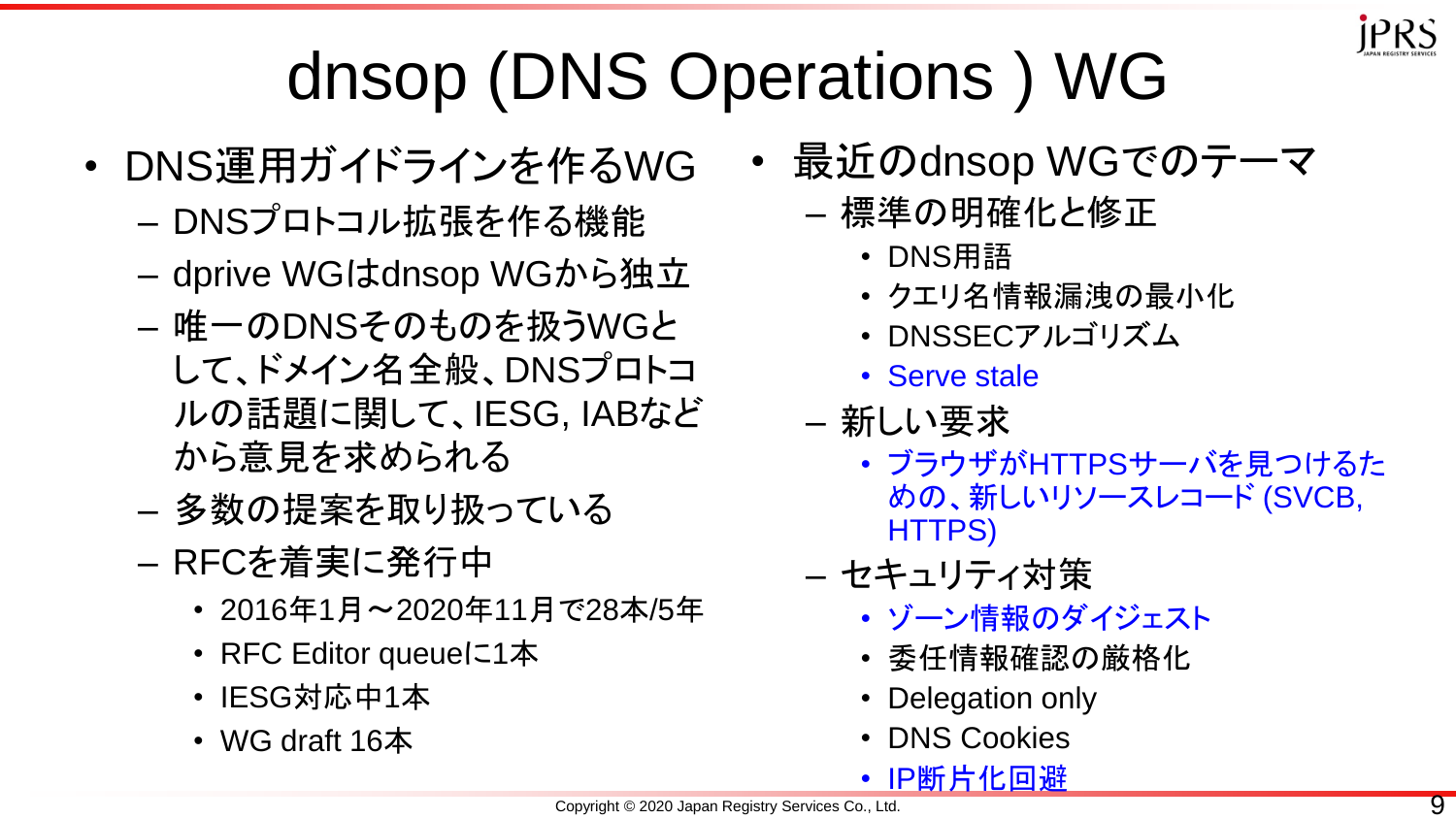# dnsop (DNS Operations ) WG

- DNS運用ガイドラインを作るWG
  - DNSプロトコル拡張を作る機能
  - dprive WGはdnsop WGから独立
  - 唯一のDNSそのものを扱うWGとして、ドメイン名全般、DNSプロトコルの話題に関して、IESG, IABなどから意見を求められる
  - 多数の提案を取り扱っている
  - RFCを着実に発行中
    - 2016年1月～2020年11月で28本/5年
    - RFC Editor queueに1本
    - IESG対応中1本
    - WG draft 16本
- 最近のdnsop WGでのテーマ
  - 標準の明確化と修正
    - DNS用語
    - クエリ名情報漏洩の最小化
    - DNSSECアルゴリズム
    - Serve stale
  - 新しい要求
    - ブラウザがHTTPSサーバを見つけるための、新しいリソースレコード (SVCB, HTTPS)
  - セキュリティ対策
    - ゾーン情報のダイジェスト
    - 委任情報確認の厳格化
    - Delegation only
    - DNS Cookies
    - IP断片化回避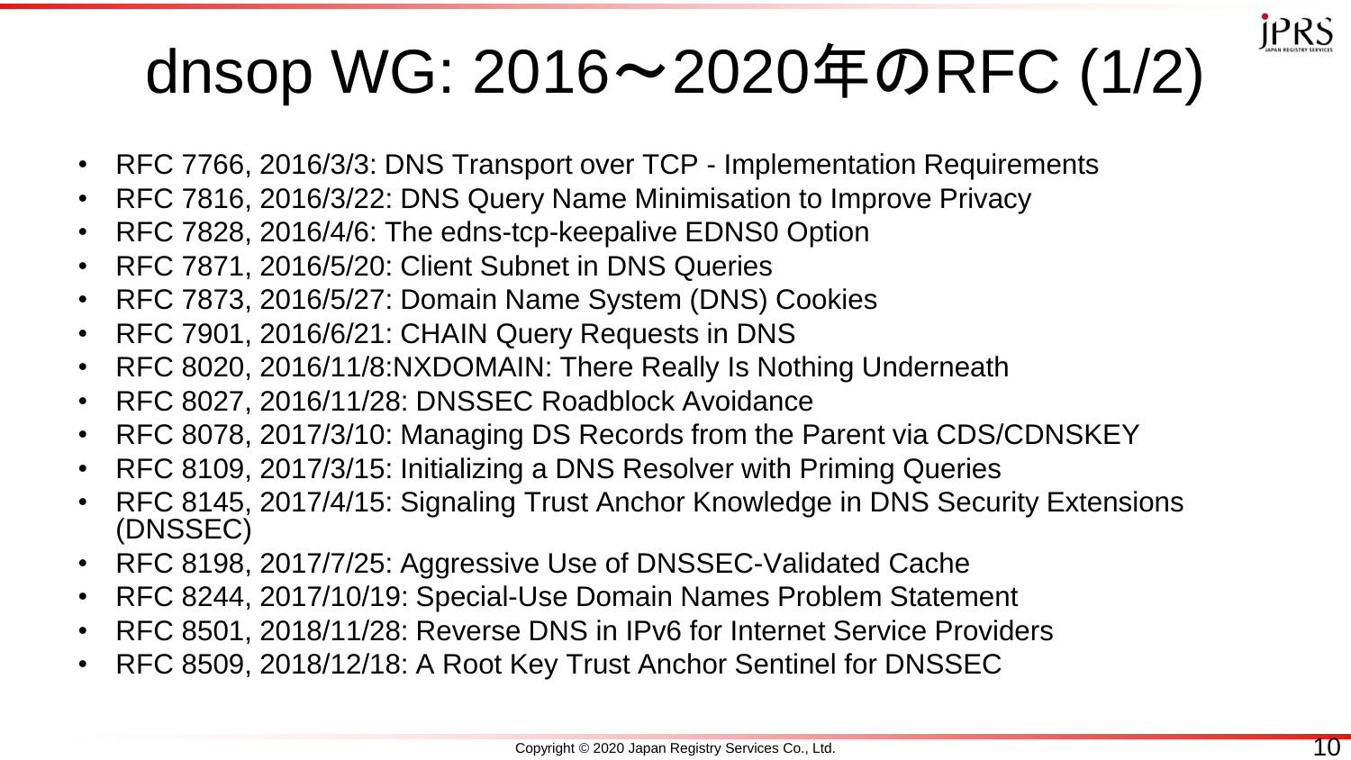# dnsop WG: 2016～2020年のRFC (1/2)

- RFC 7766, 2016/3/3: DNS Transport over TCP - Implementation Requirements
- RFC 7816, 2016/3/22: DNS Query Name Minimisation to Improve Privacy
- RFC 7828, 2016/4/6: The edns-tcp-keepalive EDNS0 Option
- RFC 7871, 2016/5/20: Client Subnet in DNS Queries
- RFC 7873, 2016/5/27: Domain Name System (DNS) Cookies
- RFC 7901, 2016/6/21: CHAIN Query Requests in DNS
- RFC 8020, 2016/11/8:NXDOMAIN: There Really Is Nothing Underneath
- RFC 8027, 2016/11/28: DNSSEC Roadblock Avoidance
- RFC 8078, 2017/3/10: Managing DS Records from the Parent via CDS/CDNSKEY
- RFC 8109, 2017/3/15: Initializing a DNS Resolver with Priming Queries
- RFC 8145, 2017/4/15: Signaling Trust Anchor Knowledge in DNS Security Extensions (DNSSEC)
- RFC 8198, 2017/7/25: Aggressive Use of DNSSEC-Validated Cache
- RFC 8244, 2017/10/19: Special-Use Domain Names Problem Statement
- RFC 8501, 2018/11/28: Reverse DNS in IPv6 for Internet Service Providers
- RFC 8509, 2018/12/18: A Root Key Trust Anchor Sentinel for DNSSEC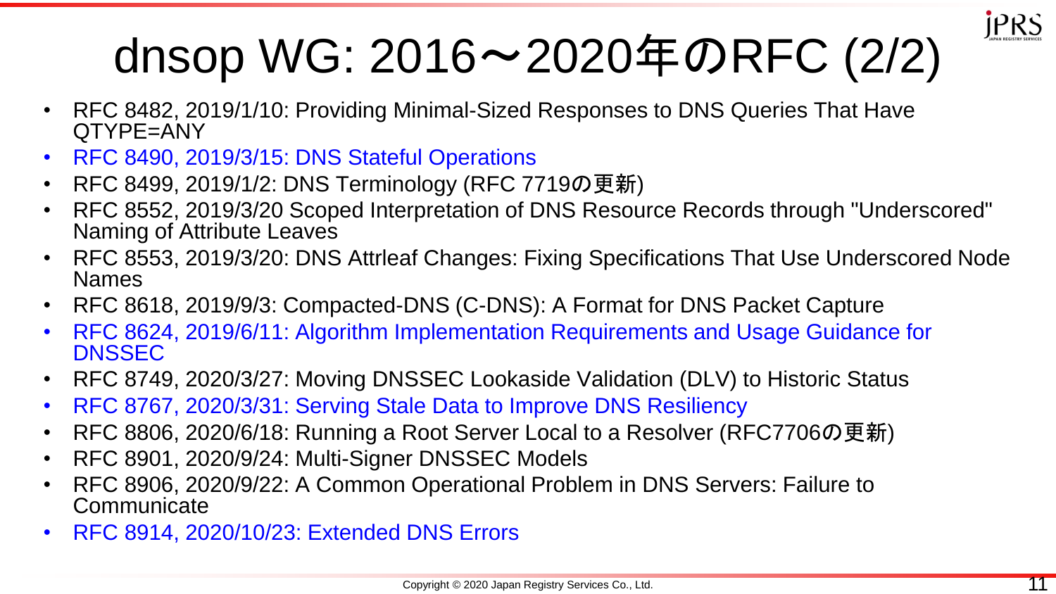# dnsop WG: 2016～2020年のRFC (2/2)

- RFC 8482, 2019/1/10: Providing Minimal-Sized Responses to DNS Queries That Have QTYPE=ANY
- RFC 8490, 2019/3/15: DNS Stateful Operations
- RFC 8499, 2019/1/2: DNS Terminology (RFC 7719の更新)
- RFC 8552, 2019/3/20 Scoped Interpretation of DNS Resource Records through "Underscored" Naming of Attribute Leaves
- RFC 8553, 2019/3/20: DNS Attrleaf Changes: Fixing Specifications That Use Underscored Node Names
- RFC 8618, 2019/9/3: Compacted-DNS (C-DNS): A Format for DNS Packet Capture
- RFC 8624, 2019/6/11: Algorithm Implementation Requirements and Usage Guidance for DNSSEC
- RFC 8749, 2020/3/27: Moving DNSSEC Lookaside Validation (DLV) to Historic Status
- RFC 8767, 2020/3/31: Serving Stale Data to Improve DNS Resiliency
- RFC 8806, 2020/6/18: Running a Root Server Local to a Resolver (RFC7706の更新)
- RFC 8901, 2020/9/24: Multi-Signer DNSSEC Models
- RFC 8906, 2020/9/22: A Common Operational Problem in DNS Servers: Failure to Communicate
- RFC 8914, 2020/10/23: Extended DNS Errors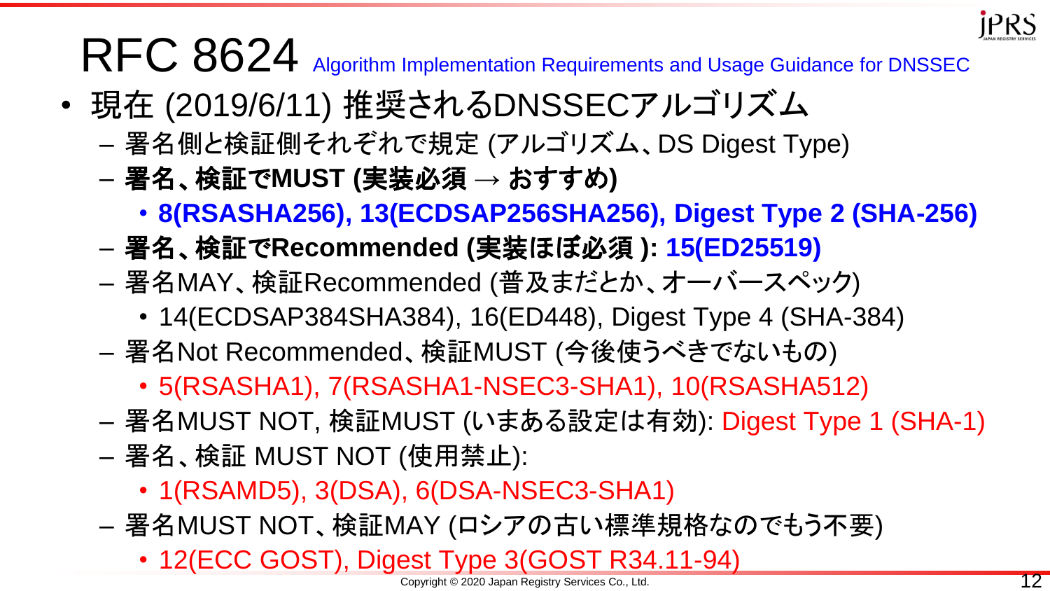# RFC 8624 Algorithm Implementation Requirements and Usage Guidance for DNSSEC

- 現在 (2019/6/11) 推奨されるDNSSECアルゴリズム
  - 署名側と検証側それぞれで規定 (アルゴリズム、DS Digest Type)
  - **署名、検証でMUST (実装必須 → おすすめ)**
    - **8(RSASHA256), 13(ECDSAP256SHA256), Digest Type 2 (SHA-256)**
  - **署名、検証でRecommended (実装ほぼ必須 ): 15(ED25519)**
  - 署名MAY、検証Recommended (普及まだとか、オーバースペック)
    - 14(ECDSAP384SHA384), 16(ED448), Digest Type 4 (SHA-384)
  - 署名Not Recommended、検証MUST (今後使うべきでないもの)
    - 5(RSASHA1), 7(RSASHA1-NSEC3-SHA1), 10(RSASHA512)
  - 署名MUST NOT, 検証MUST (いまある設定は有効): Digest Type 1 (SHA-1)
  - 署名、検証 MUST NOT (使用禁止):
    - 1(RSAMD5), 3(DSA), 6(DSA-NSEC3-SHA1)
  - 署名MUST NOT、検証MAY (ロシアの古い標準規格なのでもう不要)
    - 12(ECC GOST), Digest Type 3(GOST R34.11-94)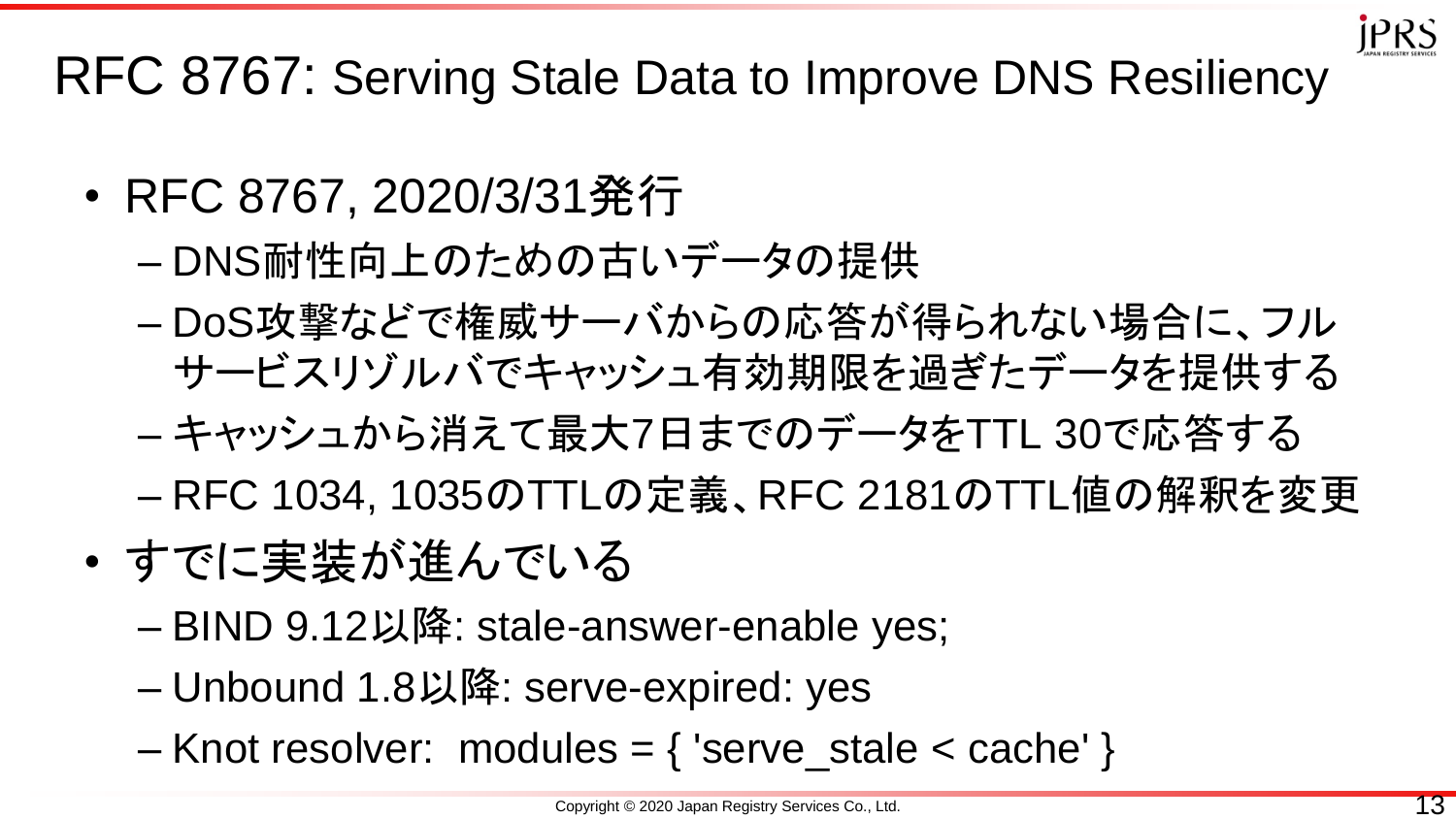# RFC 8767: Serving Stale Data to Improve DNS Resiliency

- RFC 8767, 2020/3/31発行
  - DNS耐性向上のための古いデータの提供
  - DoS攻撃などで権威サーバからの応答が得られない場合に、フルサービスリゾルバでキャッシュ有効期限を過ぎたデータを提供する
  - キャッシュから消えて最大7日までのデータをTTL 30で応答する
  - RFC 1034, 1035のTTLの定義、RFC 2181のTTL値の解釈を変更
- すでに実装が進んでいる
  - BIND 9.12以降: stale-answer-enable yes;
  - Unbound 1.8以降: serve-expired: yes
  - Knot resolver:  modules = { 'serve_stale < cache' }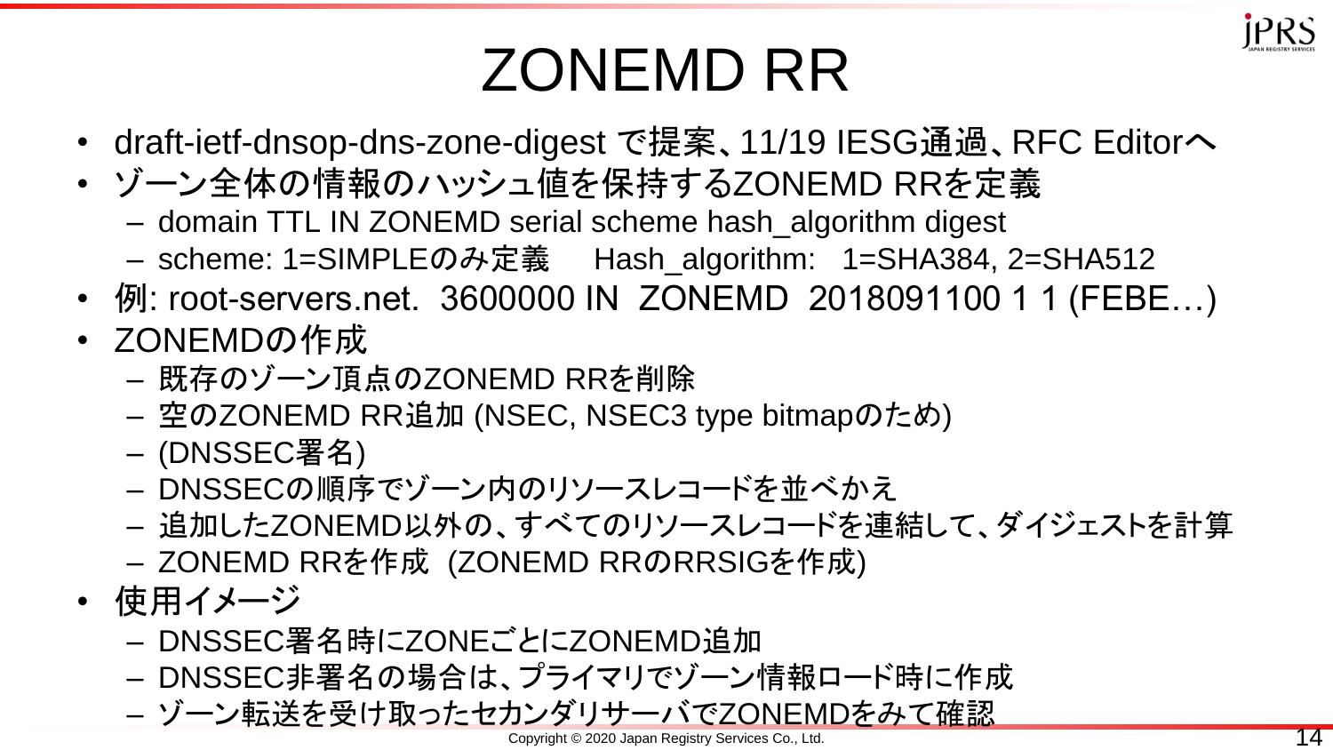# ZONEMD RR

- draft-ietf-dnsop-dns-zone-digest で提案、11/19 IESG通過、RFC Editorへ
- ゾーン全体の情報のハッシュ値を保持するZONEMD RRを定義
  - domain TTL IN ZONEMD serial scheme hash_algorithm digest
  - scheme: 1=SIMPLEのみ定義　Hash_algorithm:  1=SHA384, 2=SHA512
- 例: root-servers.net.  3600000 IN  ZONEMD  2018091100 1 1 (FEBE…)
- ZONEMDの作成
  - 既存のゾーン頂点のZONEMD RRを削除
  - 空のZONEMD RR追加 (NSEC, NSEC3 type bitmapのため)
  - (DNSSEC署名)
  - DNSSECの順序でゾーン内のリソースレコードを並べかえ
  - 追加したZONEMD以外の、すべてのリソースレコードを連結して、ダイジェストを計算
  - ZONEMD RRを作成 (ZONEMD RRのRRSIGを作成)
- 使用イメージ
  - DNSSEC署名時にZONEごとにZONEMD追加
  - DNSSEC非署名の場合は、プライマリでゾーン情報ロード時に作成
  - ゾーン転送を受け取ったセカンダリサーバでZONEMDをみて確認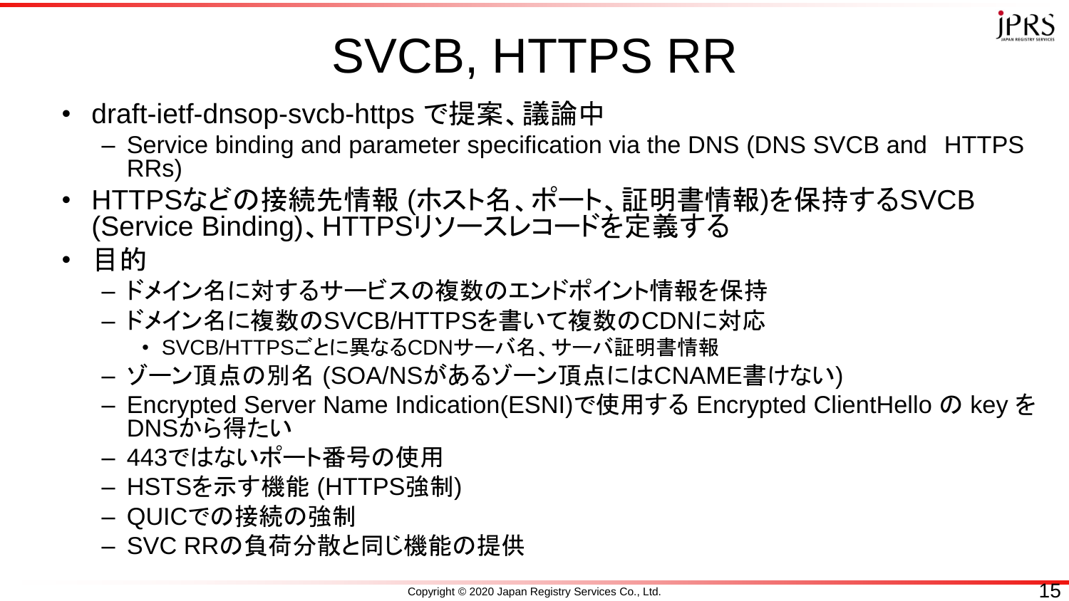# SVCB, HTTPS RR

- draft-ietf-dnsop-svcb-https で提案、議論中
  - Service binding and parameter specification via the DNS (DNS SVCB and HTTPS RRs)
- HTTPSなどの接続先情報 (ホスト名、ポート、証明書情報)を保持するSVCB (Service Binding)、HTTPSリソースレコードを定義する
- 目的
  - ドメイン名に対するサービスの複数のエンドポイント情報を保持
  - ドメイン名に複数のSVCB/HTTPSを書いて複数のCDNに対応
    - SVCB/HTTPSごとに異なるCDNサーバ名、サーバ証明書情報
  - ゾーン頂点の別名 (SOA/NSがあるゾーン頂点にはCNAME書けない)
  - Encrypted Server Name Indication(ESNI)で使用する Encrypted ClientHello の key を DNSから得たい
  - 443ではないポート番号の使用
  - HSTSを示す機能 (HTTPS強制)
  - QUICでの接続の強制
  - SVC RRの負荷分散と同じ機能の提供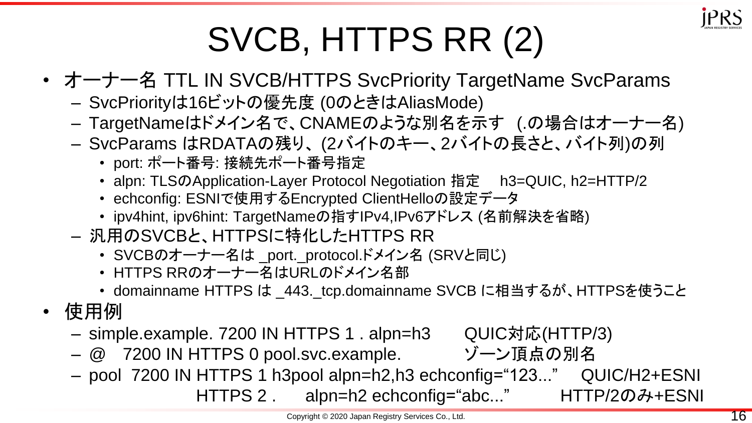# SVCB, HTTPS RR (2)

- オーナー名 TTL IN SVCB/HTTPS SvcPriority TargetName SvcParams
  - SvcPriorityは16ビットの優先度 (0のときはAliasMode)
  - TargetNameはドメイン名で、CNAMEのような別名を示す (.の場合はオーナー名)
  - SvcParams はRDATAの残り、(2バイトのキー、2バイトの長さと、バイト列)の列
    - port: ポート番号: 接続先ポート番号指定
    - alpn: TLSのApplication-Layer Protocol Negotiation 指定 h3=QUIC, h2=HTTP/2
    - echconfig: ESNIで使用するEncrypted ClientHelloの設定データ
    - ipv4hint, ipv6hint: TargetNameの指すIPv4,IPv6アドレス (名前解決を省略)
  - 汎用のSVCBと、HTTPSに特化したHTTPS RR
    - SVCBのオーナー名は _port._protocol.ドメイン名 (SRVと同じ)
    - HTTPS RRのオーナー名はURLのドメイン名部
    - domainname HTTPS は _443._tcp.domainname SVCB に相当するが、HTTPSを使うこと
- 使用例
  - simple.example. 7200 IN HTTPS 1 . alpn=h3 　　QUIC対応(HTTP/3)
  - @ 7200 IN HTTPS 0 pool.svc.example. 　　ゾーン頂点の別名
  - pool 7200 IN HTTPS 1 h3pool alpn=h2,h3 echconfig="123..." 　QUIC/H2+ESNI  
    HTTPS 2 . alpn=h2 echconfig="abc..." 　HTTP/2のみ+ESNI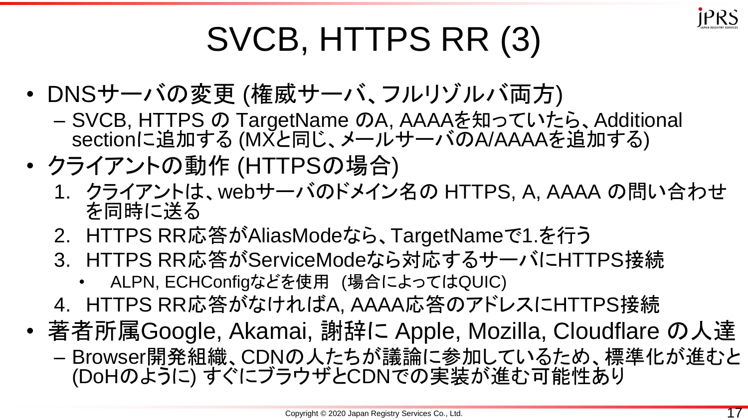# SVCB, HTTPS RR (3)

- DNSサーバの変更 (権威サーバ、フルリゾルバ両方)
  - SVCB, HTTPS の TargetName のA, AAAAを知っていたら、Additional sectionに追加する (MXと同じ、メールサーバのA/AAAAを追加する)
- クライアントの動作 (HTTPSの場合)
  1. クライアントは、webサーバのドメイン名の HTTPS, A, AAAA の問い合わせを同時に送る
  2. HTTPS RR応答がAliasModeなら、TargetNameで1.を行う
  3. HTTPS RR応答がServiceModeなら対応するサーバにHTTPS接続
     - ALPN, ECHConfigなどを使用 (場合によってはQUIC)
  4. HTTPS RR応答がなければA, AAAA応答のアドレスにHTTPS接続
- 著者所属Google, Akamai, 謝辞に Apple, Mozilla, Cloudflare の人達
  - Browser開発組織、CDNの人たちが議論に参加しているため、標準化が進むと(DoHのように) すぐにブラウザとCDNでの実装が進む可能性あり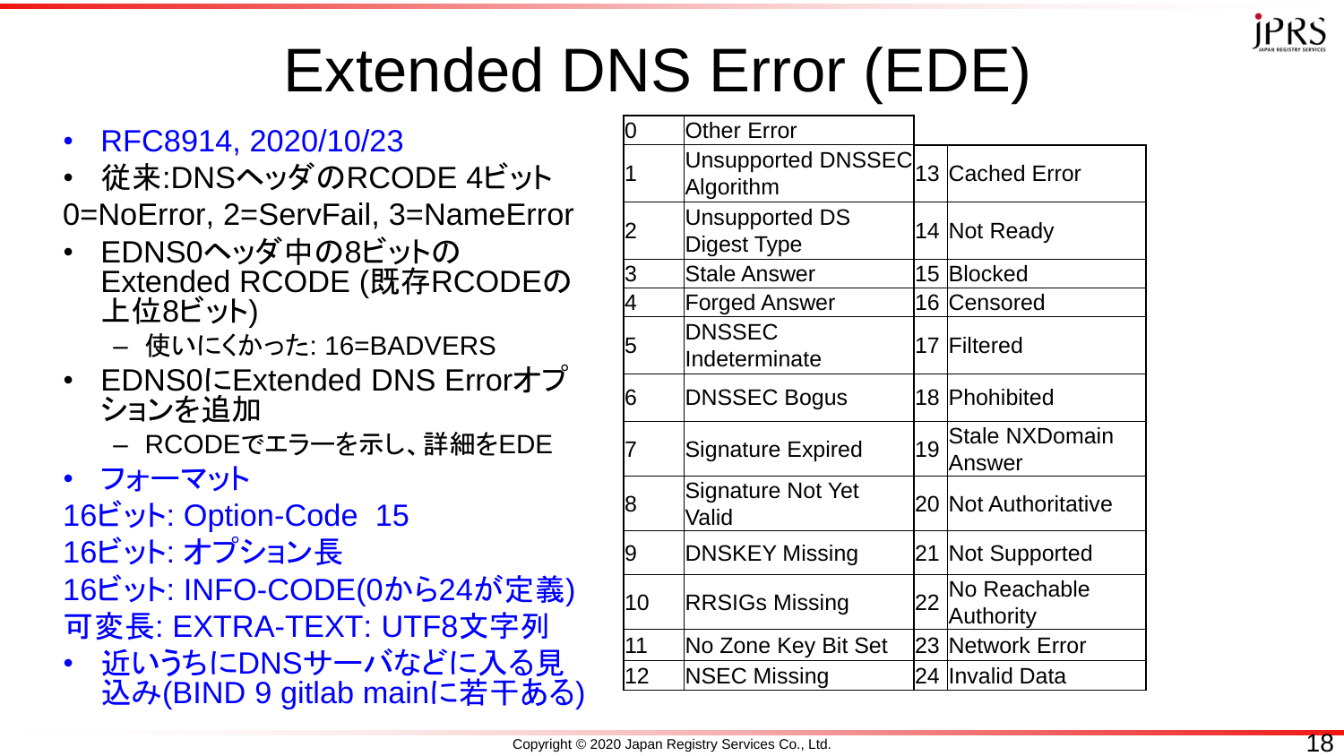# Extended DNS Error (EDE)

- RFC8914, 2020/10/23
- 従来:DNSヘッダのRCODE 4ビット
0=NoError, 2=ServFail, 3=NameError
- EDNS0ヘッダ中の8ビットのExtended RCODE (既存RCODEの上位8ビット)
  - 使いにくかった: 16=BADVERS
- EDNS0にExtended DNS Errorオプションを追加
  - RCODEでエラーを示し、詳細をEDE
- フォーマット
16ビット: Option-Code 15
16ビット: オプション長
16ビット: INFO-CODE(0から24が定義)
可変長: EXTRA-TEXT: UTF8文字列
- 近いうちにDNSサーバなどに入る見込み(BIND 9 gitlab mainに若干ある)

| | | | |
|---|---|---|---|
| 0 | Other Error | | |
| 1 | Unsupported DNSSEC Algorithm | 13 | Cached Error |
| 2 | Unsupported DS Digest Type | 14 | Not Ready |
| 3 | Stale Answer | 15 | Blocked |
| 4 | Forged Answer | 16 | Censored |
| 5 | DNSSEC Indeterminate | 17 | Filtered |
| 6 | DNSSEC Bogus | 18 | Phohibited |
| 7 | Signature Expired | 19 | Stale NXDomain Answer |
| 8 | Signature Not Yet Valid | 20 | Not Authoritative |
| 9 | DNSKEY Missing | 21 | Not Supported |
| 10 | RRSIGs Missing | 22 | No Reachable Authority |
| 11 | No Zone Key Bit Set | 23 | Network Error |
| 12 | NSEC Missing | 24 | Invalid Data |

Copyright © 2020 Japan Registry Services Co., Ltd.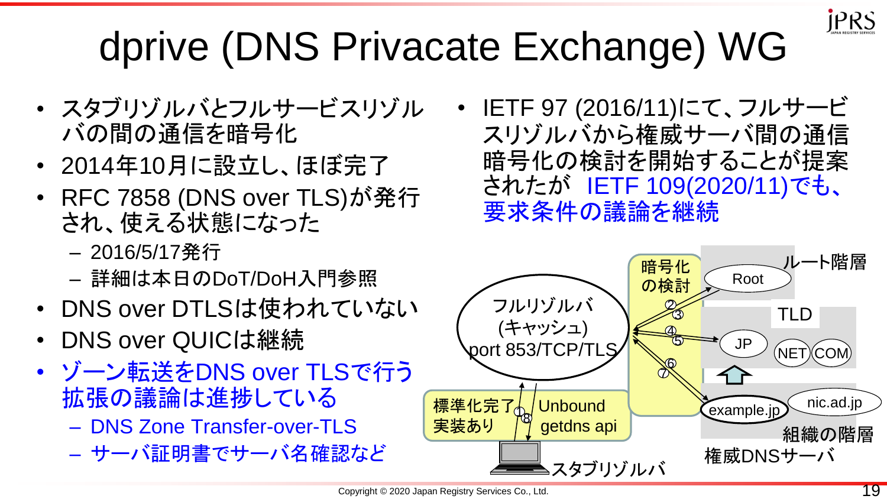# dprive (DNS Privacate Exchange) WG

- スタブリゾルバとフルサービスリゾルバの間の通信を暗号化
- 2014年10月に設立し、ほぼ完了
- RFC 7858 (DNS over TLS)が発行され、使える状態になった
  - 2016/5/17発行
  - 詳細は本日のDoT/DoH入門参照
- DNS over DTLSは使われていない
- DNS over QUICは継続
- ゾーン転送をDNS over TLSで行う拡張の議論は進捗している
  - DNS Zone Transfer-over-TLS
  - サーバ証明書でサーバ名確認など

- IETF 97 (2016/11)にて、フルサービスリゾルバから権威サーバ間の通信暗号化の検討を開始することが提案されたが IETF 109(2020/11)でも、要求条件の議論を継続

暗号化の検討

ルート階層

Root

TLD

JP

NET

COM

フルリゾルバ
(キャッシュ)
port 853/TCP/TLS

標準化完了
実装あり

Unbound
getdns api

example.jp

nic.ad.jp

組織の階層

権威DNSサーバ

スタブリゾルバ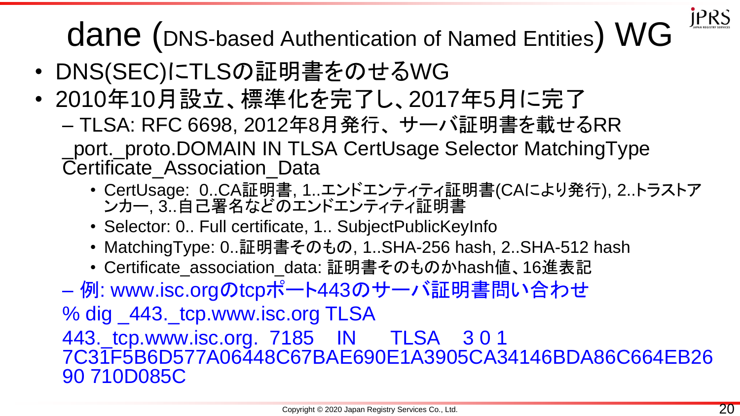# dane (DNS-based Authentication of Named Entities) WG

- DNS(SEC)にTLSの証明書をのせるWG
- 2010年10月設立、標準化を完了し、2017年5月に完了
  - TLSA: RFC 6698, 2012年8月発行、サーバ証明書を載せるRR

    _port._proto.DOMAIN IN TLSA CertUsage Selector MatchingType Certificate_Association_Data

    - CertUsage: 0..CA証明書, 1..エンドエンティティ証明書(CAにより発行), 2..トラストアンカー, 3..自己署名などのエンドエンティティ証明書
    - Selector: 0.. Full certificate, 1.. SubjectPublicKeyInfo
    - MatchingType: 0..証明書そのもの, 1..SHA-256 hash, 2..SHA-512 hash
    - Certificate_association_data: 証明書そのものかhash値、16進表記
  - 例: www.isc.orgのtcpポート443のサーバ証明書問い合わせ

```
% dig _443._tcp.www.isc.org TLSA
443._tcp.www.isc.org.  7185    IN      TLSA    3 0 1
7C31F5B6D577A06448C67BAE690E1A3905CA34146BDA86C664EB26
90 710D085C
```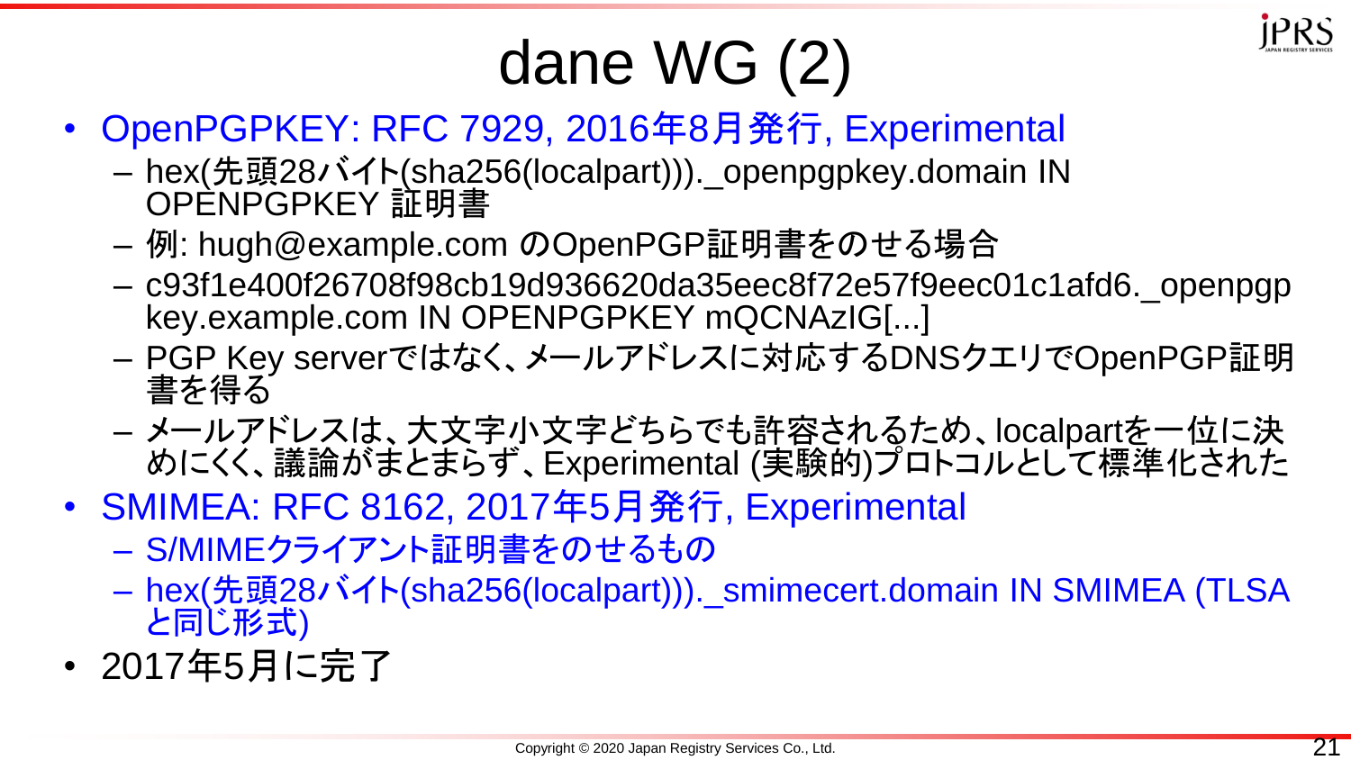# dane WG (2)

- OpenPGPKEY: RFC 7929, 2016年8月発行, Experimental
  - hex(先頭28バイト(sha256(localpart)))._openpgpkey.domain IN OPENPGPKEY 証明書
  - 例: hugh@example.com のOpenPGP証明書をのせる場合
  - c93f1e400f26708f98cb19d936620da35eec8f72e57f9eec01c1afd6._openpgpkey.example.com IN OPENPGPKEY mQCNAzIG[...]
  - PGP Key serverではなく、メールアドレスに対応するDNSクエリでOpenPGP証明書を得る
  - メールアドレスは、大文字小文字どちらでも許容されるため、localpartを一位に決めにくく、議論がまとまらず、Experimental (実験的)プロトコルとして標準化された
- SMIMEA: RFC 8162, 2017年5月発行, Experimental
  - S/MIMEクライアント証明書をのせるもの
  - hex(先頭28バイト(sha256(localpart)))._smimecert.domain IN SMIMEA (TLSAと同じ形式)
- 2017年5月に完了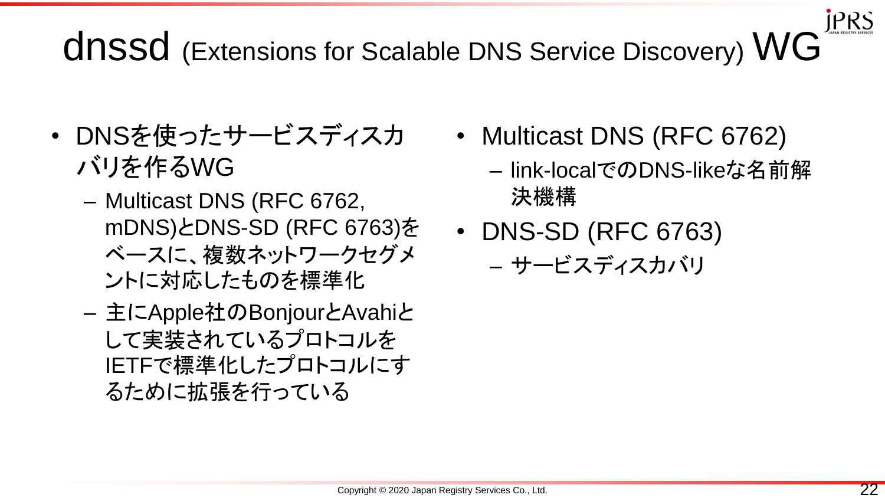# dnssd (Extensions for Scalable DNS Service Discovery) WG

- DNSを使ったサービスディスカバリを作るWG
  - Multicast DNS (RFC 6762, mDNS)とDNS-SD (RFC 6763)をベースに、複数ネットワークセグメントに対応したものを標準化
  - 主にApple社のBonjourとAvahiとして実装されているプロトコルをIETFで標準化したプロトコルにするために拡張を行っている

- Multicast DNS (RFC 6762)
  - link-localでのDNS-likeな名前解決機構
- DNS-SD (RFC 6763)
  - サービスディスカバリ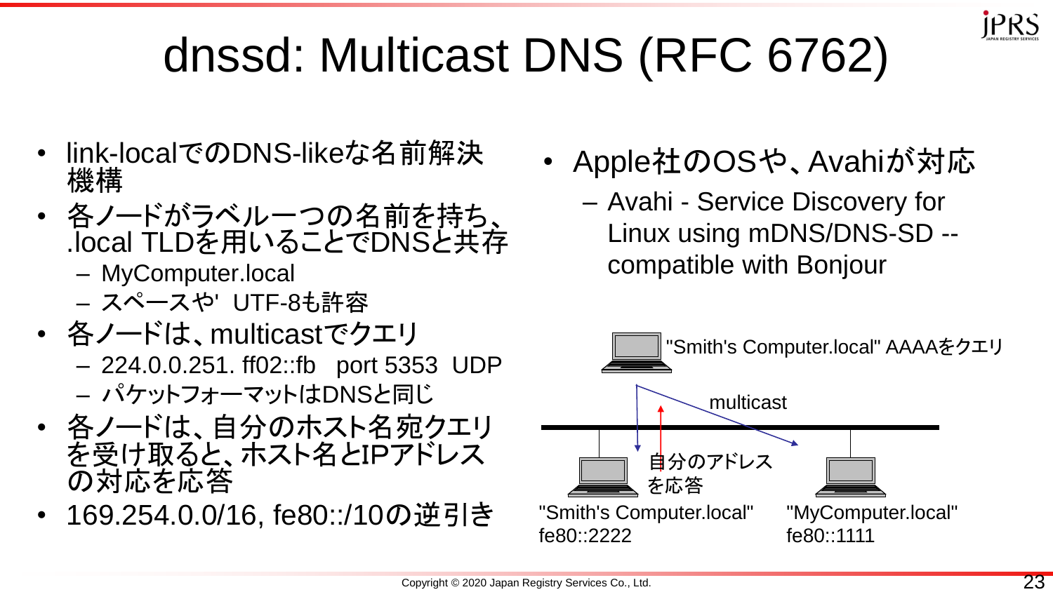# dnssd: Multicast DNS (RFC 6762)

- link-localでのDNS-likeな名前解決機構
- 各ノードがラベル一つの名前を持ち、.local TLDを用いることでDNSと共存
  - MyComputer.local
  - スペースや' UTF-8も許容
- 各ノードは、multicastでクエリ
  - 224.0.0.251. ff02::fb port 5353 UDP
  - パケットフォーマットはDNSと同じ
- 各ノードは、自分のホスト名宛クエリを受け取ると、ホスト名とIPアドレスの対応を応答
- 169.254.0.0/16, fe80::/10の逆引き

- Apple社のOSや、Avahiが対応
  - Avahi - Service Discovery for Linux using mDNS/DNS-SD -- compatible with Bonjour

"Smith's Computer.local" AAAAをクエリ

multicast

自分のアドレスを応答

"Smith's Computer.local" fe80::2222

"MyComputer.local" fe80::1111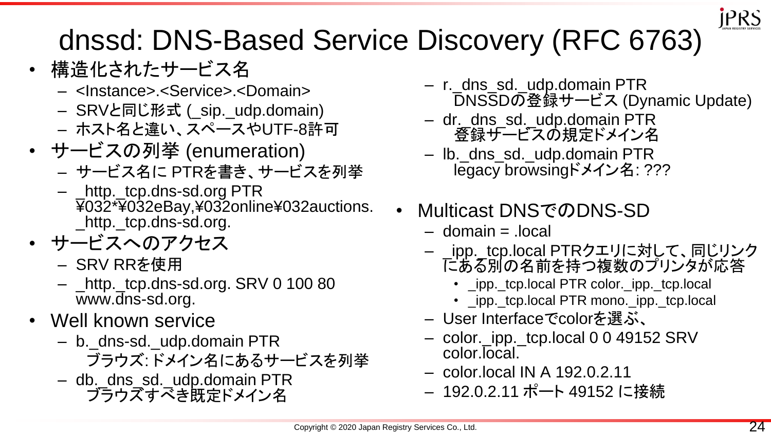# dnssd: DNS-Based Service Discovery (RFC 6763)

- 構造化されたサービス名
  - <Instance>.<Service>.<Domain>
  - SRVと同じ形式 (_sip._udp.domain)
  - ホスト名と違い、スペースやUTF-8許可
- サービスの列挙 (enumeration)
  - サービス名に PTRを書き、サービスを列挙
  - _http._tcp.dns-sd.org PTR ¥032*¥032eBay,¥032online¥032auctions._http._tcp.dns-sd.org.
- サービスへのアクセス
  - SRV RRを使用
  - _http._tcp.dns-sd.org. SRV 0 100 80 www.dns-sd.org.
- Well known service
  - b._dns-sd._udp.domain PTR
    ブラウズ: ドメイン名にあるサービスを列挙
  - db._dns_sd._udp.domain PTR
    ブラウズすべき既定ドメイン名
  - r._dns_sd._udp.domain PTR
    DNSSDの登録サービス (Dynamic Update)
  - dr._dns_sd._udp.domain PTR
    登録サービスの規定ドメイン名
  - lb._dns_sd._udp.domain PTR
    legacy browsingドメイン名: ???
- Multicast DNSでのDNS-SD
  - domain = .local
  - _ipp._tcp.local PTRクエリに対して、同じリンクにある別の名前を持つ複数のプリンタが応答
    - _ipp._tcp.local PTR color._ipp._tcp.local
    - _ipp._tcp.local PTR mono._ipp._tcp.local
  - User Interfaceでcolorを選ぶ、
  - color._ipp._tcp.local 0 0 49152 SRV color.local.
  - color.local IN A 192.0.2.11
  - 192.0.2.11 ポート 49152 に接続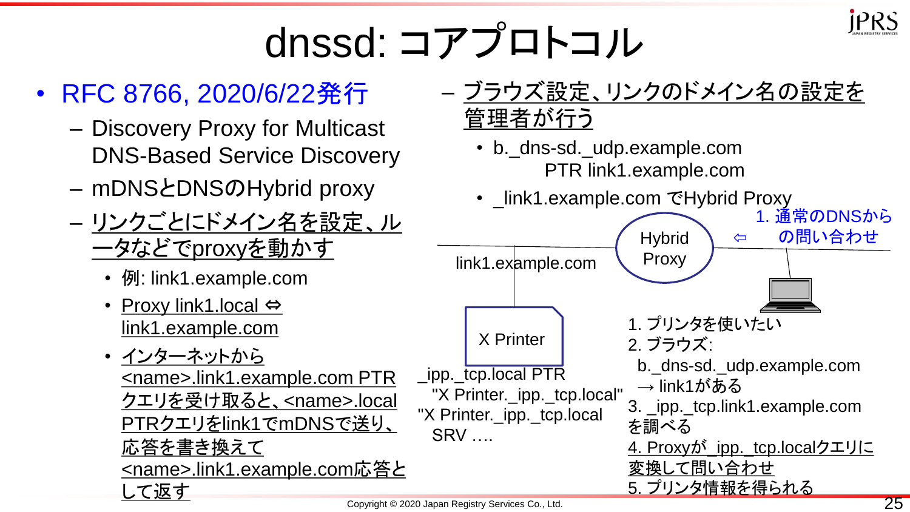# dnssd: コアプロトコル

- RFC 8766, 2020/6/22発行
  - Discovery Proxy for Multicast DNS-Based Service Discovery
  - mDNSとDNSのHybrid proxy
  - リンクごとにドメイン名を設定、ルータなどでproxyを動かす
    - 例: link1.example.com
    - Proxy link1.local ⇔ link1.example.com
    - インターネットから<name>.link1.example.com PTRクエリを受け取ると、<name>.local PTRクエリをlink1でmDNSで送り、応答を書き換えて<name>.link1.example.com応答として返す
  - ブラウズ設定、リンクのドメイン名の設定を管理者が行う
    - b._dns-sd._udp.example.com PTR link1.example.com
    - _link1.example.com でHybrid Proxy

link1.example.com

Hybrid Proxy

⇦ 1. 通常のDNSからの問い合わせ

X Printer

_ipp._tcp.local PTR "X Printer._ipp._tcp.local"
"X Printer._ipp._tcp.local SRV ….

1. プリンタを使いたい
2. ブラウズ: b._dns-sd._udp.example.com → link1がある
3. _ipp._tcp.link1.example.com を調べる
4. Proxyが_ipp._tcp.localクエリに変換して問い合わせ
5. プリンタ情報を得られる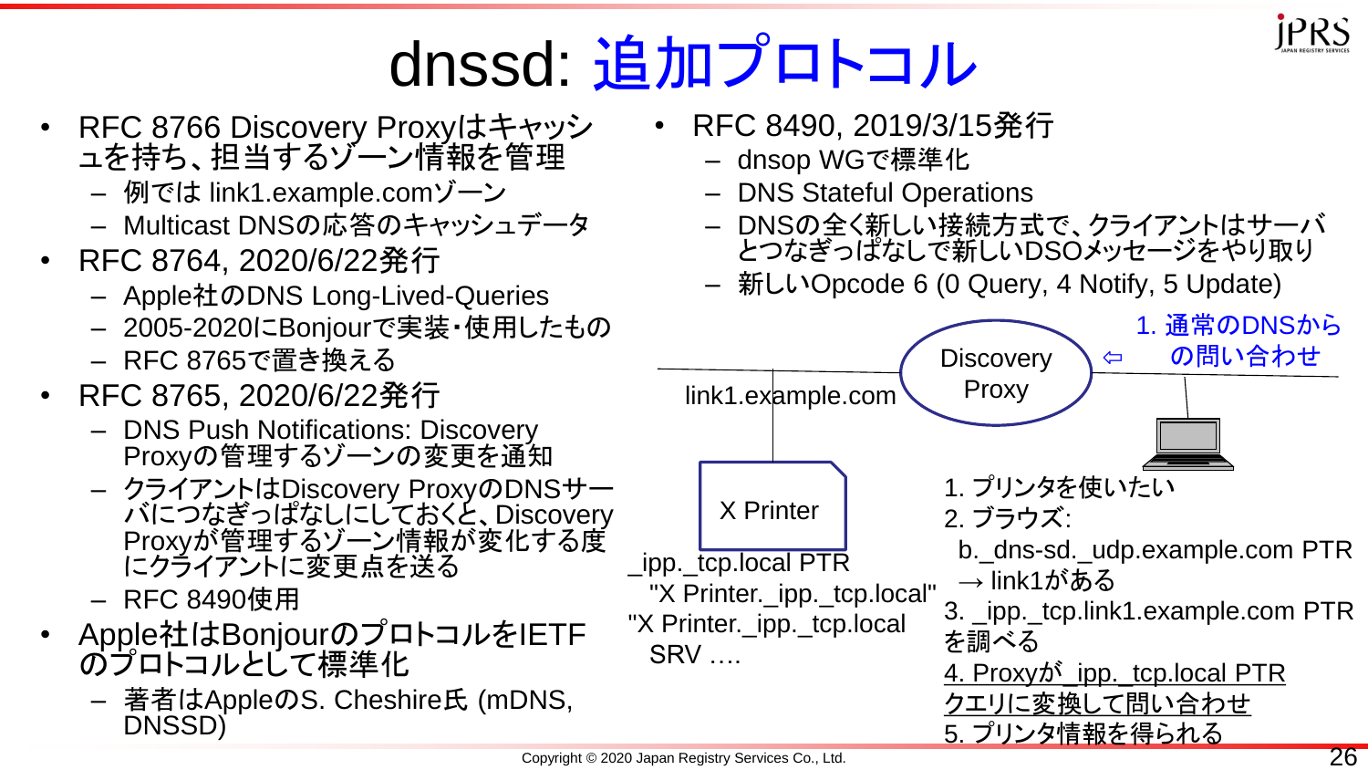# dnssd: 追加プロトコル

- RFC 8766 Discovery Proxyはキャッシュを持ち、担当するゾーン情報を管理
  - 例では link1.example.comゾーン
  - Multicast DNSの応答のキャッシュデータ
- RFC 8764, 2020/6/22発行
  - Apple社のDNS Long-Lived-Queries
  - 2005-2020にBonjourで実装・使用したもの
  - RFC 8765で置き換える
- RFC 8765, 2020/6/22発行
  - DNS Push Notifications: Discovery Proxyの管理するゾーンの変更を通知
  - クライアントはDiscovery ProxyのDNSサーバにつなぎっぱなしにしておくと、Discovery Proxyが管理するゾーン情報が変化する度にクライアントに変更点を送る
  - RFC 8490使用
- Apple社はBonjourのプロトコルをIETFのプロトコルとして標準化
  - 著者はAppleのS. Cheshire氏 (mDNS, DNSSD)

- RFC 8490, 2019/3/15発行
  - dnsop WGで標準化
  - DNS Stateful Operations
  - DNSの全く新しい接続方式で、クライアントはサーバとつなぎっぱなしで新しいDSOメッセージをやり取り
  - 新しいOpcode 6 (0 Query, 4 Notify, 5 Update)

Discovery Proxy ⇦ 1. 通常のDNSからの問い合わせ

link1.example.com

X Printer

_ipp._tcp.local PTR
"X Printer._ipp._tcp.local"
"X Printer._ipp._tcp.local
SRV ….

1. プリンタを使いたい
2. ブラウズ:
   b._dns-sd._udp.example.com PTR
   → link1がある
3. _ipp._tcp.link1.example.com PTR を調べる
4. Proxyが_ipp._tcp.local PTR クエリに変換して問い合わせ
5. プリンタ情報を得られる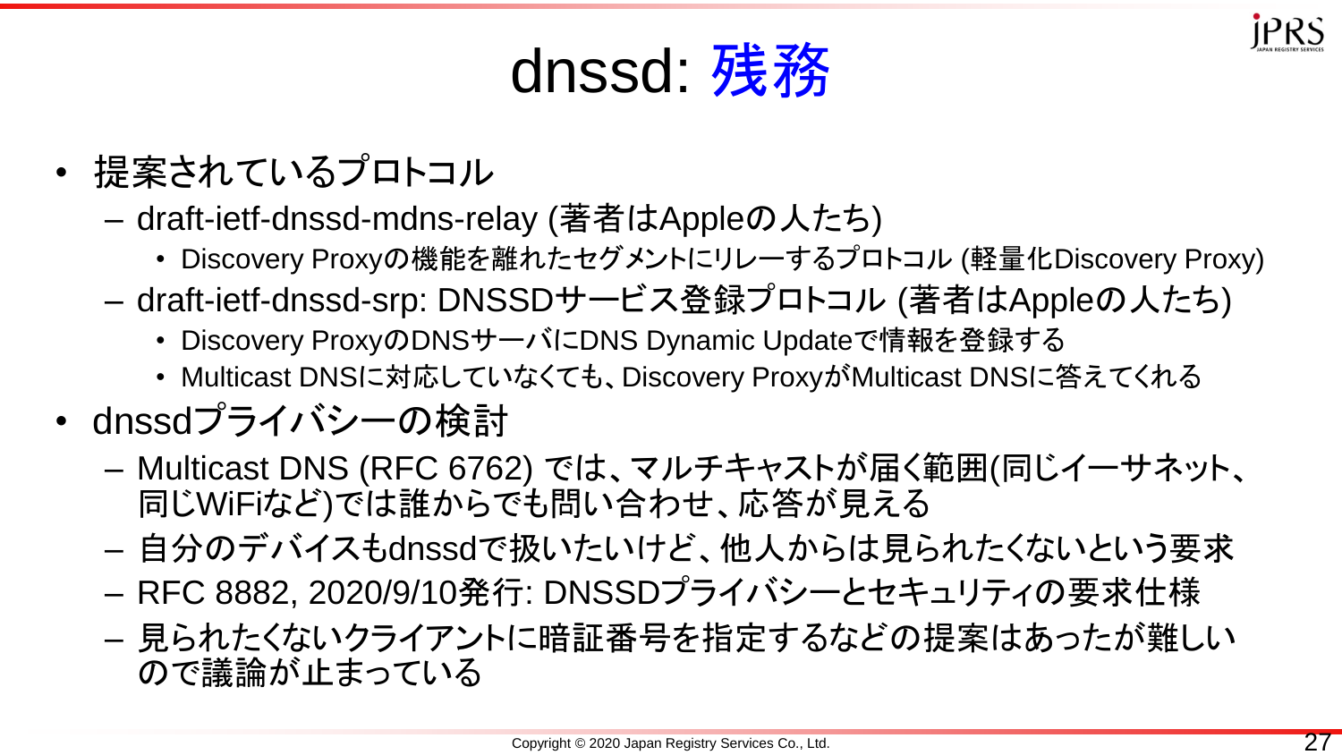# dnssd: 残務

- 提案されているプロトコル
  - draft-ietf-dnssd-mdns-relay (著者はAppleの人たち)
    - Discovery Proxyの機能を離れたセグメントにリレーするプロトコル (軽量化Discovery Proxy)
  - draft-ietf-dnssd-srp: DNSSDサービス登録プロトコル (著者はAppleの人たち)
    - Discovery ProxyのDNSサーバにDNS Dynamic Updateで情報を登録する
    - Multicast DNSに対応していなくても、Discovery ProxyがMulticast DNSに答えてくれる
- dnssdプライバシーの検討
  - Multicast DNS (RFC 6762) では、マルチキャストが届く範囲(同じイーサネット、同じWiFiなど)では誰からでも問い合わせ、応答が見える
  - 自分のデバイスもdnssdで扱いたいけど、他人からは見られたくないという要求
  - RFC 8882, 2020/9/10発行: DNSSDプライバシーとセキュリティの要求仕様
  - 見られたくないクライアントに暗証番号を指定するなどの提案はあったが難しいので議論が止まっている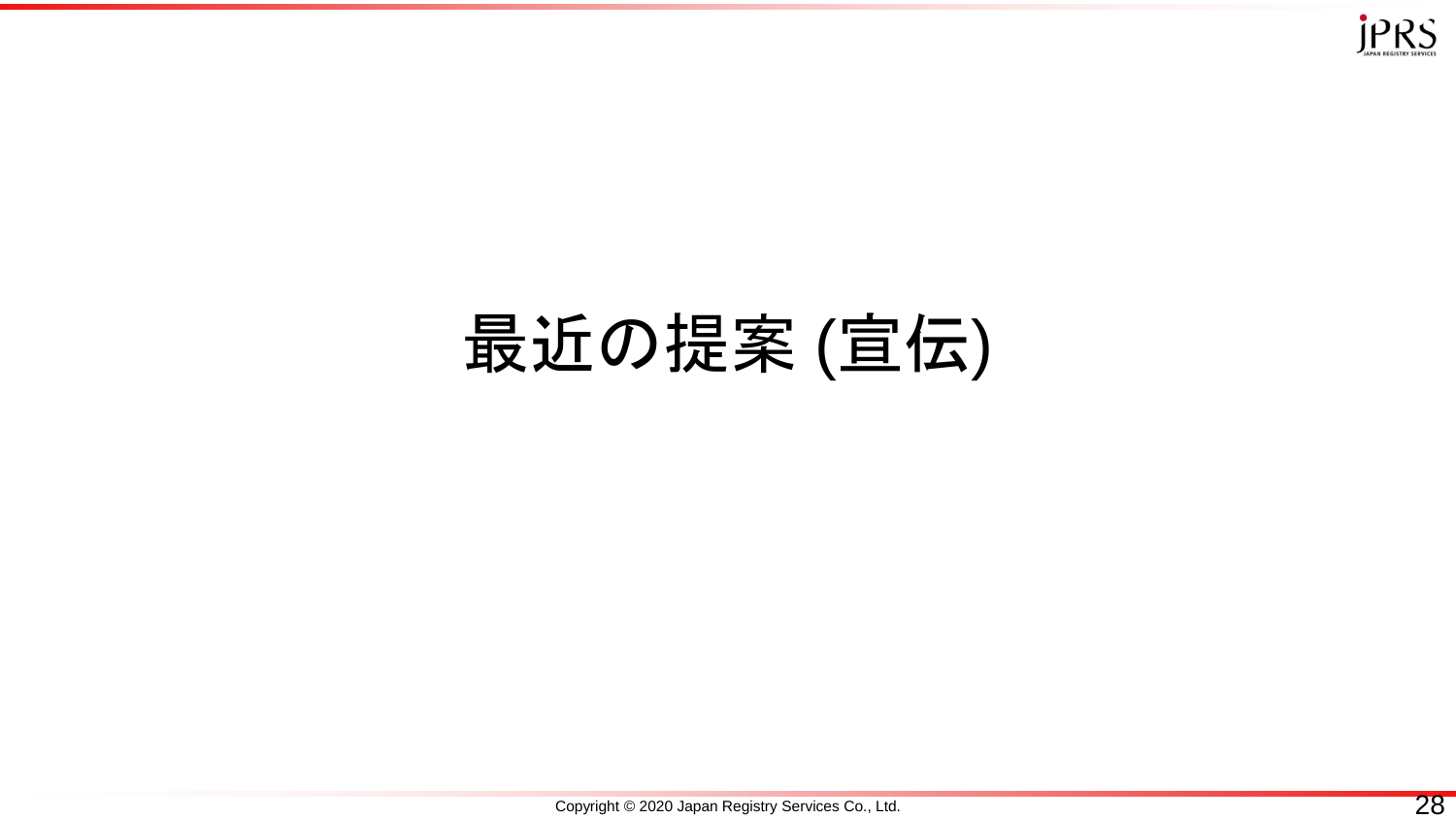# 最近の提案 (宣伝)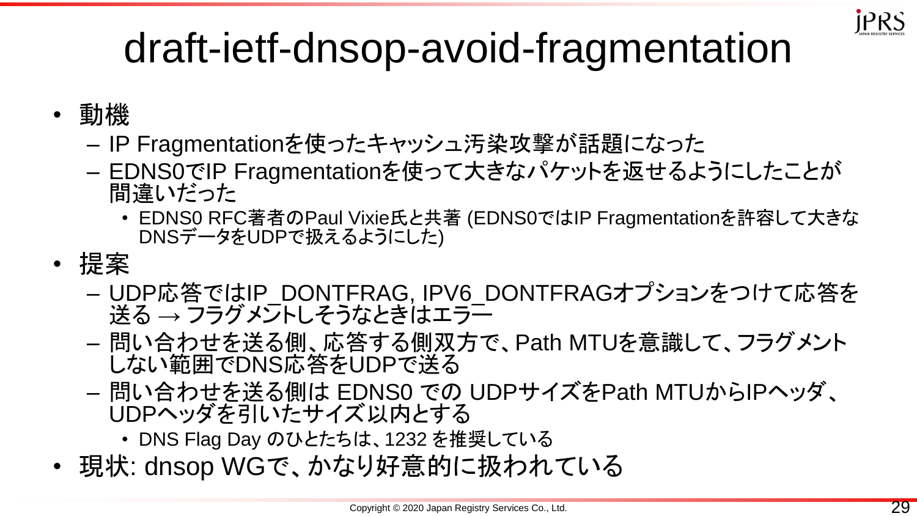# draft-ietf-dnsop-avoid-fragmentation

- 動機
  - IP Fragmentationを使ったキャッシュ汚染攻撃が話題になった
  - EDNS0でIP Fragmentationを使って大きなパケットを返せるようにしたことが間違いだった
    - EDNS0 RFC著者のPaul Vixie氏と共著 (EDNS0ではIP Fragmentationを許容して大きなDNSデータをUDPで扱えるようにした)
- 提案
  - UDP応答ではIP_DONTFRAG, IPV6_DONTFRAGオプションをつけて応答を送る → フラグメントしそうなときはエラー
  - 問い合わせを送る側、応答する側双方で、Path MTUを意識して、フラグメントしない範囲でDNS応答をUDPで送る
  - 問い合わせを送る側は EDNS0 での UDPサイズをPath MTUからIPヘッダ、UDPヘッダを引いたサイズ以内とする
    - DNS Flag Day のひとたちは、1232 を推奨している
- 現状: dnsop WGで、かなり好意的に扱われている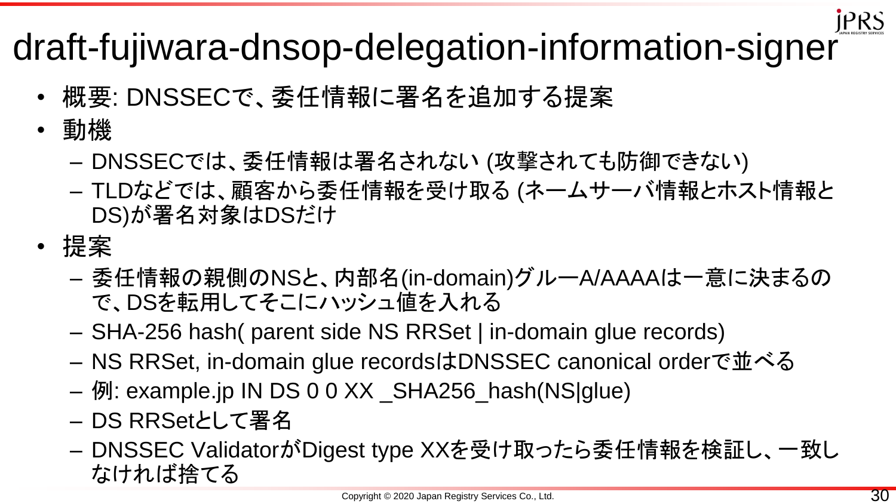# draft-fujiwara-dnsop-delegation-information-signer

- 概要: DNSSECで、委任情報に署名を追加する提案
- 動機
  - DNSSECでは、委任情報は署名されない (攻撃されても防御できない)
  - TLDなどでは、顧客から委任情報を受け取る (ネームサーバ情報とホスト情報とDS)が署名対象はDSだけ
- 提案
  - 委任情報の親側のNSと、内部名(in-domain)グルーA/AAAAは一意に決まるので、DSを転用してそこにハッシュ値を入れる
  - SHA-256 hash( parent side NS RRSet | in-domain glue records)
  - NS RRSet, in-domain glue recordsはDNSSEC canonical orderで並べる
  - 例: example.jp IN DS 0 0 XX _SHA256_hash(NS|glue)
  - DS RRSetとして署名
  - DNSSEC ValidatorがDigest type XXを受け取ったら委任情報を検証し、一致しなければ捨てる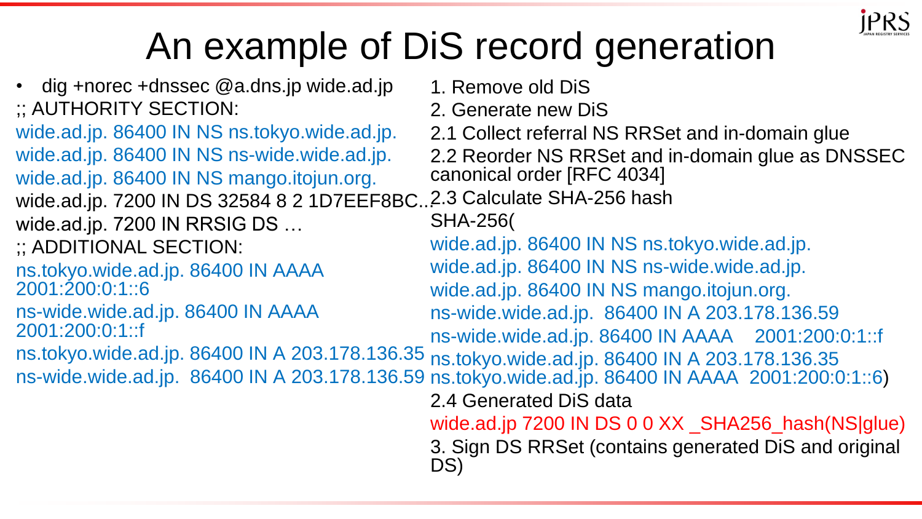# An example of DiS record generation

- dig +norec +dnssec @a.dns.jp wide.ad.jp

```
;; AUTHORITY SECTION:
wide.ad.jp. 86400 IN NS ns.tokyo.wide.ad.jp.
wide.ad.jp. 86400 IN NS ns-wide.wide.ad.jp.
wide.ad.jp. 86400 IN NS mango.itojun.org.
wide.ad.jp. 7200 IN DS 32584 8 2 1D7EEF8BC...
wide.ad.jp. 7200 IN RRSIG DS …
;; ADDITIONAL SECTION:
ns.tokyo.wide.ad.jp. 86400 IN AAAA 2001:200:0:1::6
ns-wide.wide.ad.jp. 86400 IN AAAA 2001:200:0:1::f
ns.tokyo.wide.ad.jp. 86400 IN A 203.178.136.35
ns-wide.wide.ad.jp.  86400 IN A 203.178.136.59
```

1. Remove old DiS
2. Generate new DiS

2.1 Collect referral NS RRSet and in-domain glue

2.2 Reorder NS RRSet and in-domain glue as DNSSEC canonical order [RFC 4034]

2.3 Calculate SHA-256 hash

```
SHA-256(
wide.ad.jp. 86400 IN NS ns.tokyo.wide.ad.jp.
wide.ad.jp. 86400 IN NS ns-wide.wide.ad.jp.
wide.ad.jp. 86400 IN NS mango.itojun.org.
ns-wide.wide.ad.jp.  86400 IN A 203.178.136.59
ns-wide.wide.ad.jp. 86400 IN AAAA    2001:200:0:1::f
ns.tokyo.wide.ad.jp. 86400 IN A 203.178.136.35
ns.tokyo.wide.ad.jp. 86400 IN AAAA  2001:200:0:1::6)
```

2.4 Generated DiS data

```
wide.ad.jp 7200 IN DS 0 0 XX _SHA256_hash(NS|glue)
```

3. Sign DS RRSet (contains generated DiS and original DS)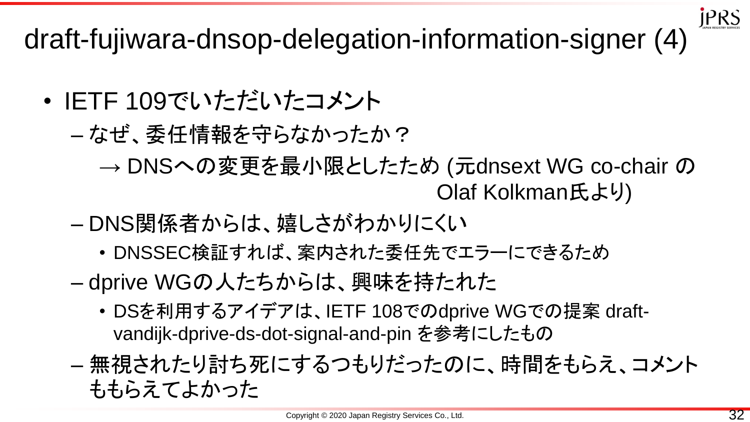# draft-fujiwara-dnsop-delegation-information-signer (4)

- IETF 109でいただいたコメント
  - なぜ、委任情報を守らなかったか？
    - → DNSへの変更を最小限としたため (元dnsext WG co-chair の Olaf Kolkman氏より)
  - DNS関係者からは、嬉しさがわかりにくい
    - DNSSEC検証すれば、案内された委任先でエラーにできるため
  - dprive WGの人たちからは、興味を持たれた
    - DSを利用するアイデアは、IETF 108でのdprive WGでの提案 draft-vandijk-dprive-ds-dot-signal-and-pin を参考にしたもの
  - 無視されたり討ち死にするつもりだったのに、時間をもらえ、コメントももらえてよかった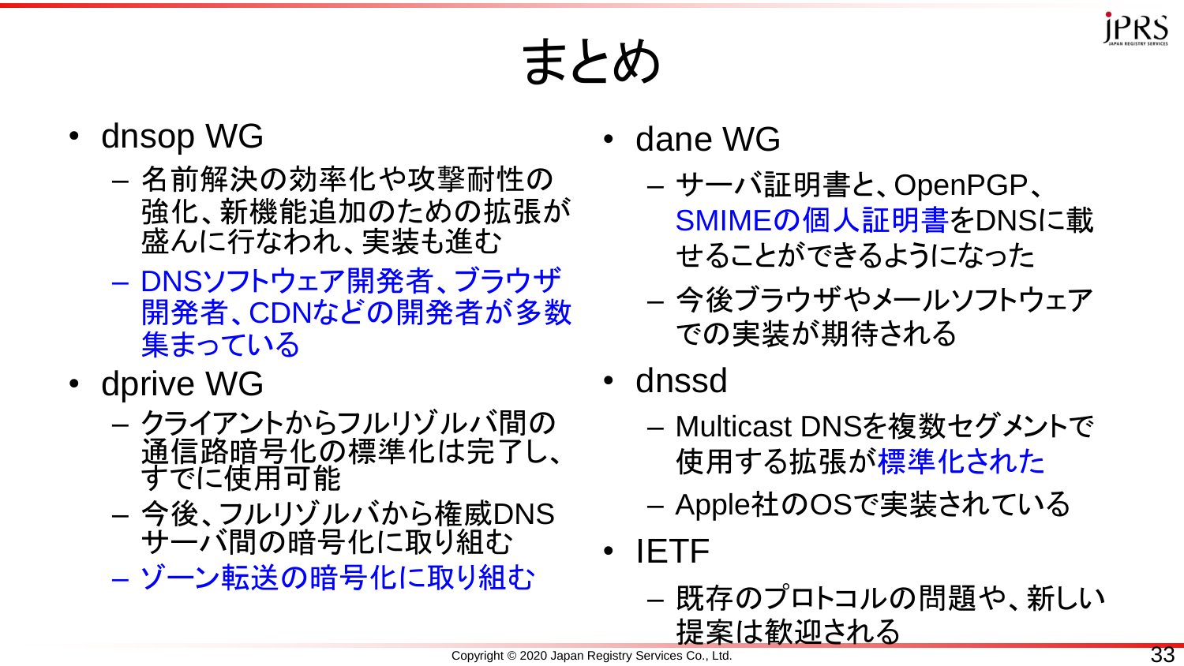# まとめ

- dnsop WG
  - 名前解決の効率化や攻撃耐性の強化、新機能追加のための拡張が盛んに行なわれ、実装も進む
  - DNSソフトウェア開発者、ブラウザ開発者、CDNなどの開発者が多数集まっている
- dprive WG
  - クライアントからフルリゾルバ間の通信路暗号化の標準化は完了し、すでに使用可能
  - 今後、フルリゾルバから権威DNSサーバ間の暗号化に取り組む
  - ゾーン転送の暗号化に取り組む
- dane WG
  - サーバ証明書と、OpenPGP、SMIMEの個人証明書をDNSに載せることができるようになった
  - 今後ブラウザやメールソフトウェアでの実装が期待される
- dnssd
  - Multicast DNSを複数セグメントで使用する拡張が標準化された
  - Apple社のOSで実装されている
- IETF
  - 既存のプロトコルの問題や、新しい提案は歓迎される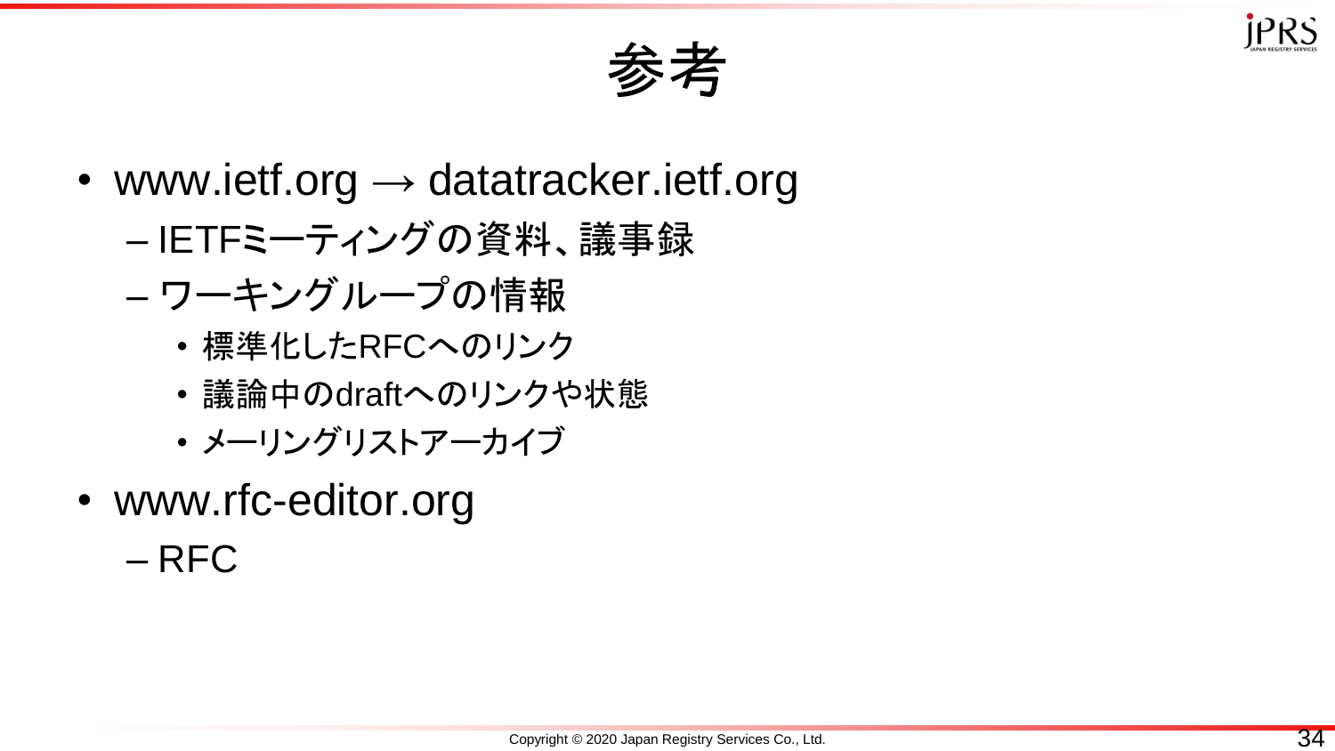# 参考

- www.ietf.org → datatracker.ietf.org
  - IETFミーティングの資料、議事録
  - ワーキンググループの情報
    - 標準化したRFCへのリンク
    - 議論中のdraftへのリンクや状態
    - メーリングリストアーカイブ
- www.rfc-editor.org
  - RFC